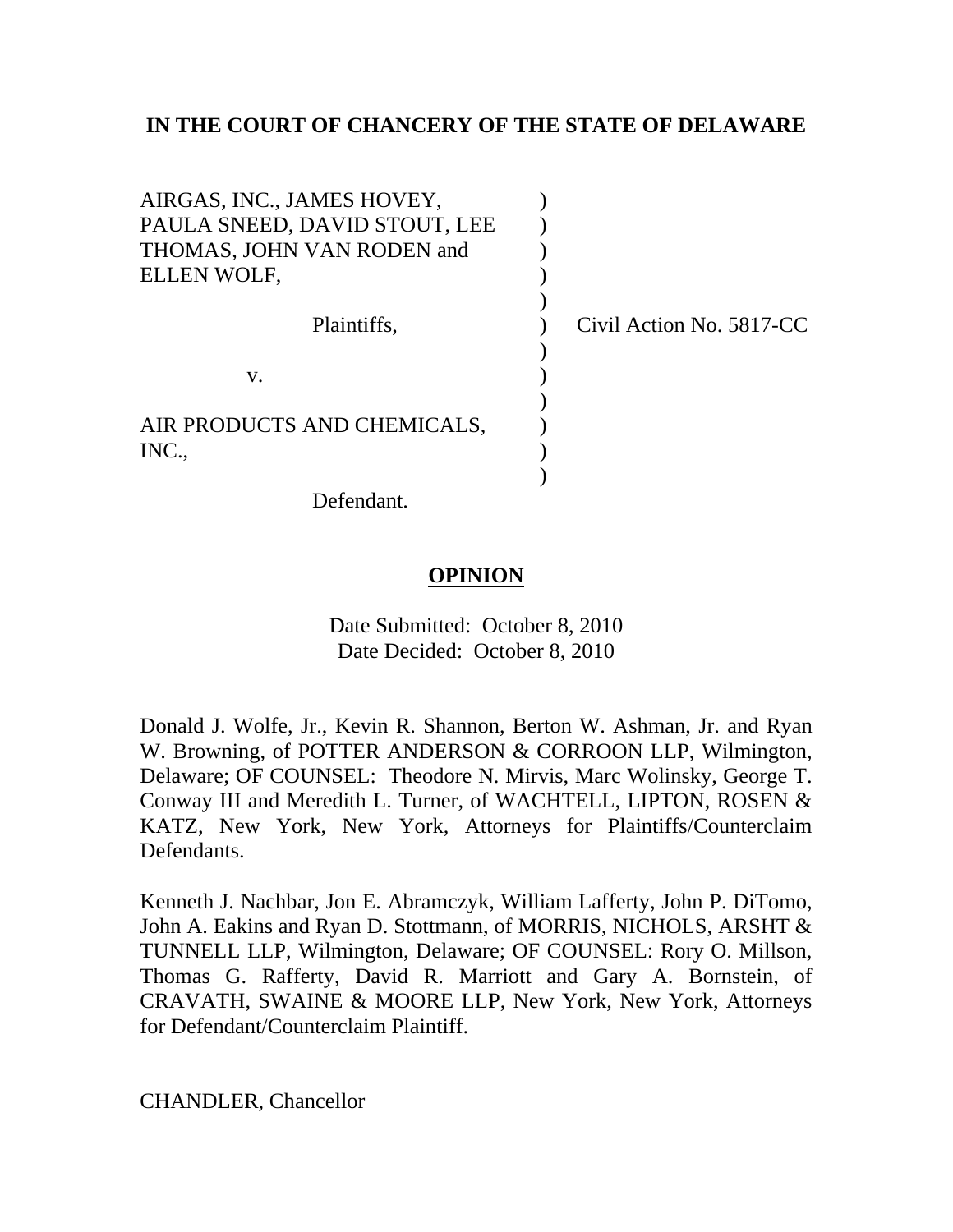**IN THE COURT OF CHANCERY OF THE STATE OF DELAWARE**

AIRGAS, INC., JAMES HOVEY, PAULA SNEED, DAVID STOUT, LEE THOMAS, JOHN VAN RODEN and ELLEN WOLF,

Plaintiffs,

v.

AIR PRODUCTS AND CHEMICALS, INC.,

Defendant.

Civil Action No. 5817-CC

**OPINION**

Date Submitted: October 8, 2010
Date Decided: October 8, 2010

Donald J. Wolfe, Jr., Kevin R. Shannon, Berton W. Ashman, Jr. and Ryan W. Browning, of POTTER ANDERSON & CORROON LLP, Wilmington, Delaware; OF COUNSEL: Theodore N. Mirvis, Marc Wolinsky, George T. Conway III and Meredith L. Turner, of WACHTELL, LIPTON, ROSEN & KATZ, New York, New York, Attorneys for Plaintiffs/Counterclaim Defendants.

Kenneth J. Nachbar, Jon E. Abramczyk, William Lafferty, John P. DiTomo, John A. Eakins and Ryan D. Stottmann, of MORRIS, NICHOLS, ARSHT & TUNNELL LLP, Wilmington, Delaware; OF COUNSEL: Rory O. Millson, Thomas G. Rafferty, David R. Marriott and Gary A. Bornstein, of CRAVATH, SWAINE & MOORE LLP, New York, New York, Attorneys for Defendant/Counterclaim Plaintiff.

CHANDLER, Chancellor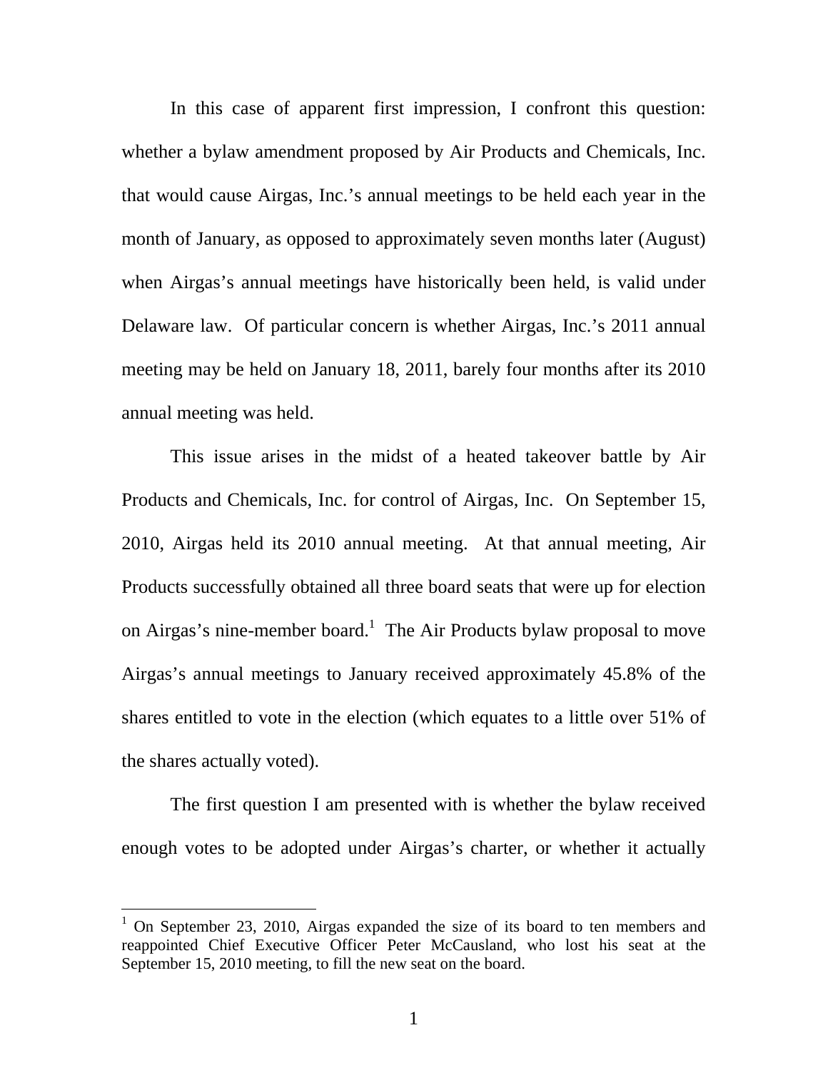In this case of apparent first impression, I confront this question: whether a bylaw amendment proposed by Air Products and Chemicals, Inc. that would cause Airgas, Inc.'s annual meetings to be held each year in the month of January, as opposed to approximately seven months later (August) when Airgas's annual meetings have historically been held, is valid under Delaware law. Of particular concern is whether Airgas, Inc.'s 2011 annual meeting may be held on January 18, 2011, barely four months after its 2010 annual meeting was held.

This issue arises in the midst of a heated takeover battle by Air Products and Chemicals, Inc. for control of Airgas, Inc. On September 15, 2010, Airgas held its 2010 annual meeting. At that annual meeting, Air Products successfully obtained all three board seats that were up for election on Airgas's nine-member board.[1] The Air Products bylaw proposal to move Airgas's annual meetings to January received approximately 45.8% of the shares entitled to vote in the election (which equates to a little over 51% of the shares actually voted).

The first question I am presented with is whether the bylaw received enough votes to be adopted under Airgas's charter, or whether it actually

[1] On September 23, 2010, Airgas expanded the size of its board to ten members and reappointed Chief Executive Officer Peter McCausland, who lost his seat at the September 15, 2010 meeting, to fill the new seat on the board.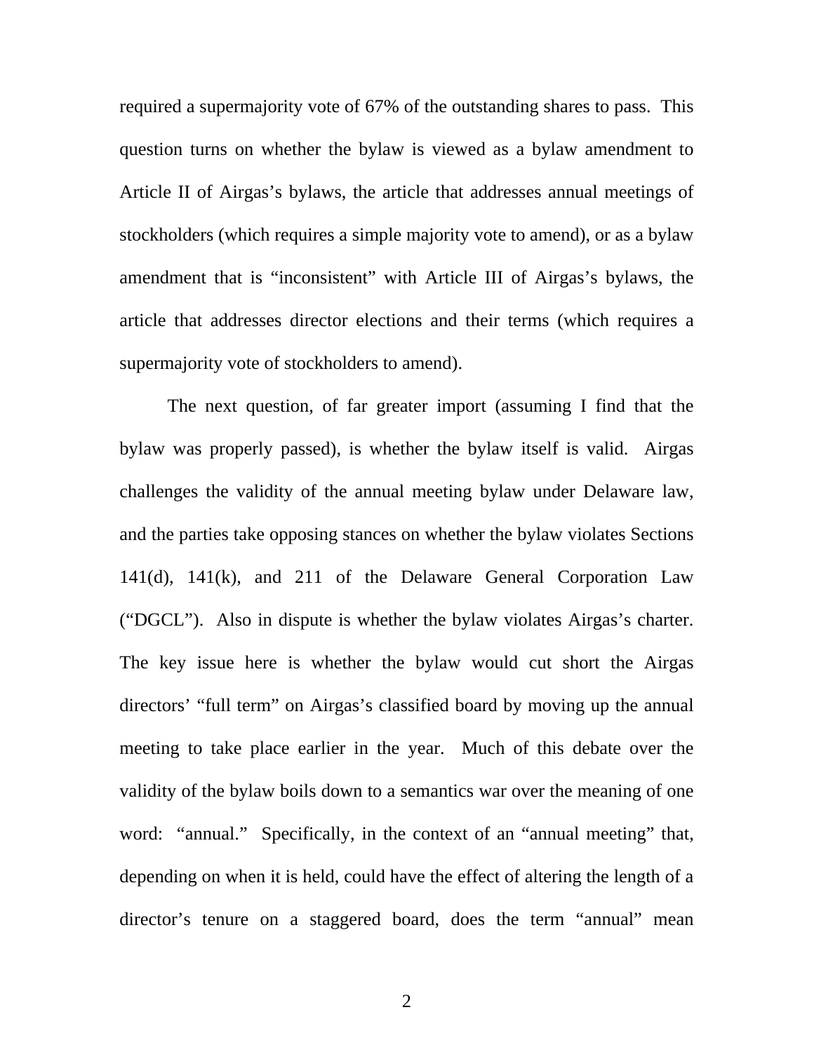required a supermajority vote of 67% of the outstanding shares to pass. This question turns on whether the bylaw is viewed as a bylaw amendment to Article II of Airgas's bylaws, the article that addresses annual meetings of stockholders (which requires a simple majority vote to amend), or as a bylaw amendment that is "inconsistent" with Article III of Airgas's bylaws, the article that addresses director elections and their terms (which requires a supermajority vote of stockholders to amend).

The next question, of far greater import (assuming I find that the bylaw was properly passed), is whether the bylaw itself is valid. Airgas challenges the validity of the annual meeting bylaw under Delaware law, and the parties take opposing stances on whether the bylaw violates Sections 141(d), 141(k), and 211 of the Delaware General Corporation Law ("DGCL"). Also in dispute is whether the bylaw violates Airgas's charter. The key issue here is whether the bylaw would cut short the Airgas directors' "full term" on Airgas's classified board by moving up the annual meeting to take place earlier in the year. Much of this debate over the validity of the bylaw boils down to a semantics war over the meaning of one word: "annual." Specifically, in the context of an "annual meeting" that, depending on when it is held, could have the effect of altering the length of a director's tenure on a staggered board, does the term "annual" mean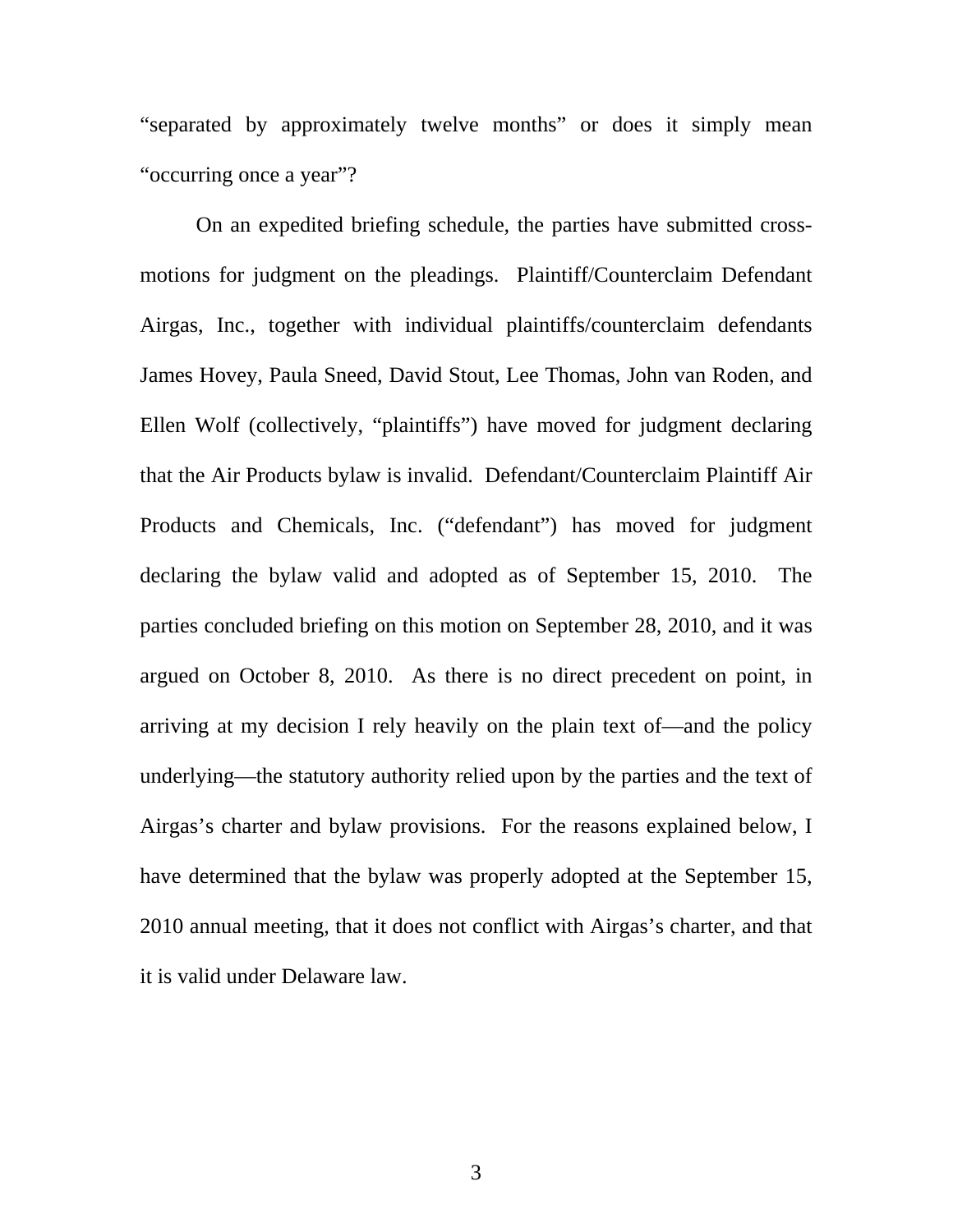"separated by approximately twelve months" or does it simply mean "occurring once a year"?

On an expedited briefing schedule, the parties have submitted cross-motions for judgment on the pleadings. Plaintiff/Counterclaim Defendant Airgas, Inc., together with individual plaintiffs/counterclaim defendants James Hovey, Paula Sneed, David Stout, Lee Thomas, John van Roden, and Ellen Wolf (collectively, "plaintiffs") have moved for judgment declaring that the Air Products bylaw is invalid. Defendant/Counterclaim Plaintiff Air Products and Chemicals, Inc. ("defendant") has moved for judgment declaring the bylaw valid and adopted as of September 15, 2010. The parties concluded briefing on this motion on September 28, 2010, and it was argued on October 8, 2010. As there is no direct precedent on point, in arriving at my decision I rely heavily on the plain text of—and the policy underlying—the statutory authority relied upon by the parties and the text of Airgas's charter and bylaw provisions. For the reasons explained below, I have determined that the bylaw was properly adopted at the September 15, 2010 annual meeting, that it does not conflict with Airgas's charter, and that it is valid under Delaware law.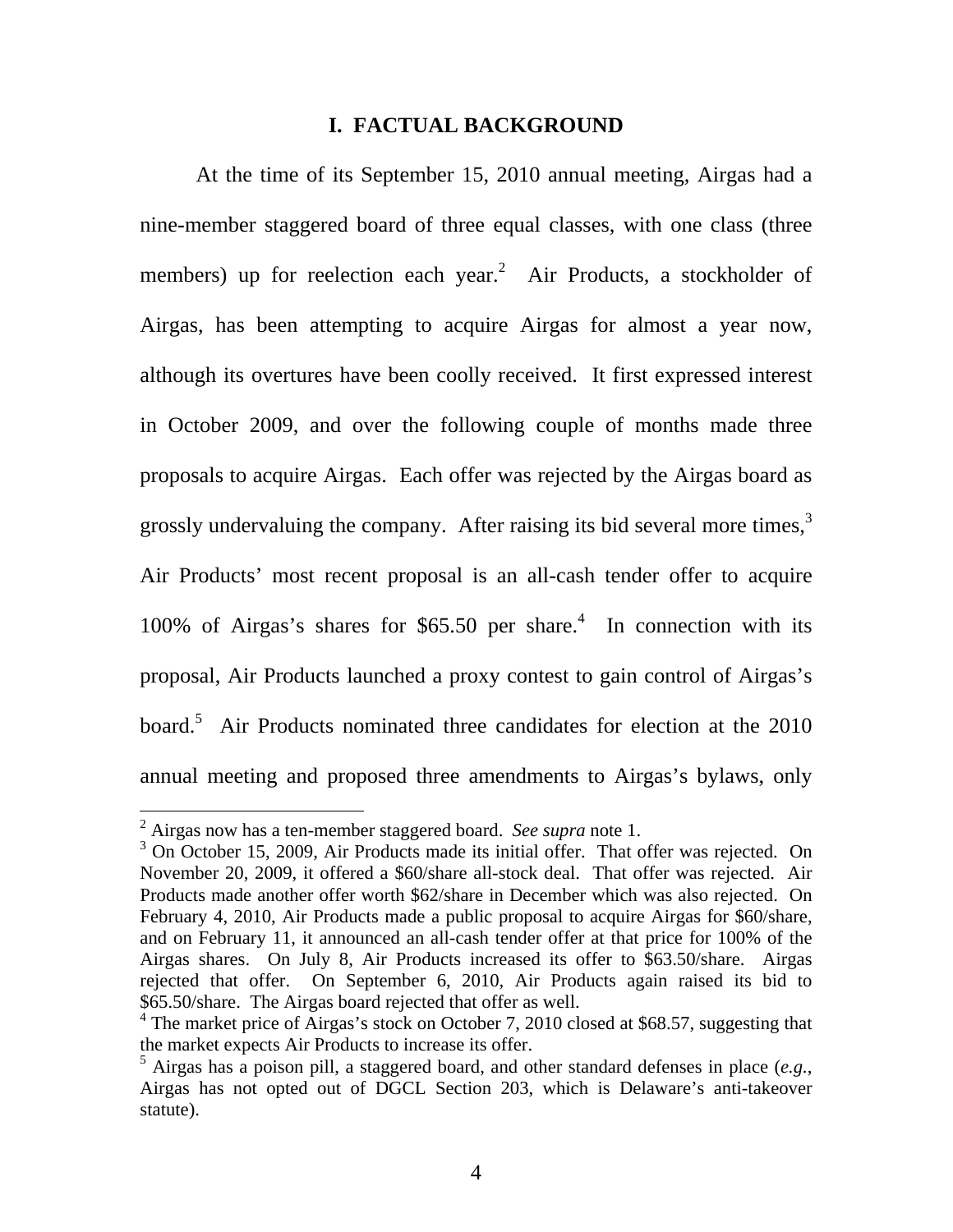## I. FACTUAL BACKGROUND

At the time of its September 15, 2010 annual meeting, Airgas had a nine-member staggered board of three equal classes, with one class (three members) up for reelection each year.[2] Air Products, a stockholder of Airgas, has been attempting to acquire Airgas for almost a year now, although its overtures have been coolly received. It first expressed interest in October 2009, and over the following couple of months made three proposals to acquire Airgas. Each offer was rejected by the Airgas board as grossly undervaluing the company. After raising its bid several more times,[3] Air Products' most recent proposal is an all-cash tender offer to acquire 100% of Airgas's shares for $65.50 per share.[4] In connection with its proposal, Air Products launched a proxy contest to gain control of Airgas's board.[5] Air Products nominated three candidates for election at the 2010 annual meeting and proposed three amendments to Airgas's bylaws, only

---

[2] Airgas now has a ten-member staggered board. *See supra* note 1.

[3] On October 15, 2009, Air Products made its initial offer. That offer was rejected. On November 20, 2009, it offered a $60/share all-stock deal. That offer was rejected. Air Products made another offer worth $62/share in December which was also rejected. On February 4, 2010, Air Products made a public proposal to acquire Airgas for $60/share, and on February 11, it announced an all-cash tender offer at that price for 100% of the Airgas shares. On July 8, Air Products increased its offer to $63.50/share. Airgas rejected that offer. On September 6, 2010, Air Products again raised its bid to $65.50/share. The Airgas board rejected that offer as well.

[4] The market price of Airgas's stock on October 7, 2010 closed at $68.57, suggesting that the market expects Air Products to increase its offer.

[5] Airgas has a poison pill, a staggered board, and other standard defenses in place (*e.g.*, Airgas has not opted out of DGCL Section 203, which is Delaware's anti-takeover statute).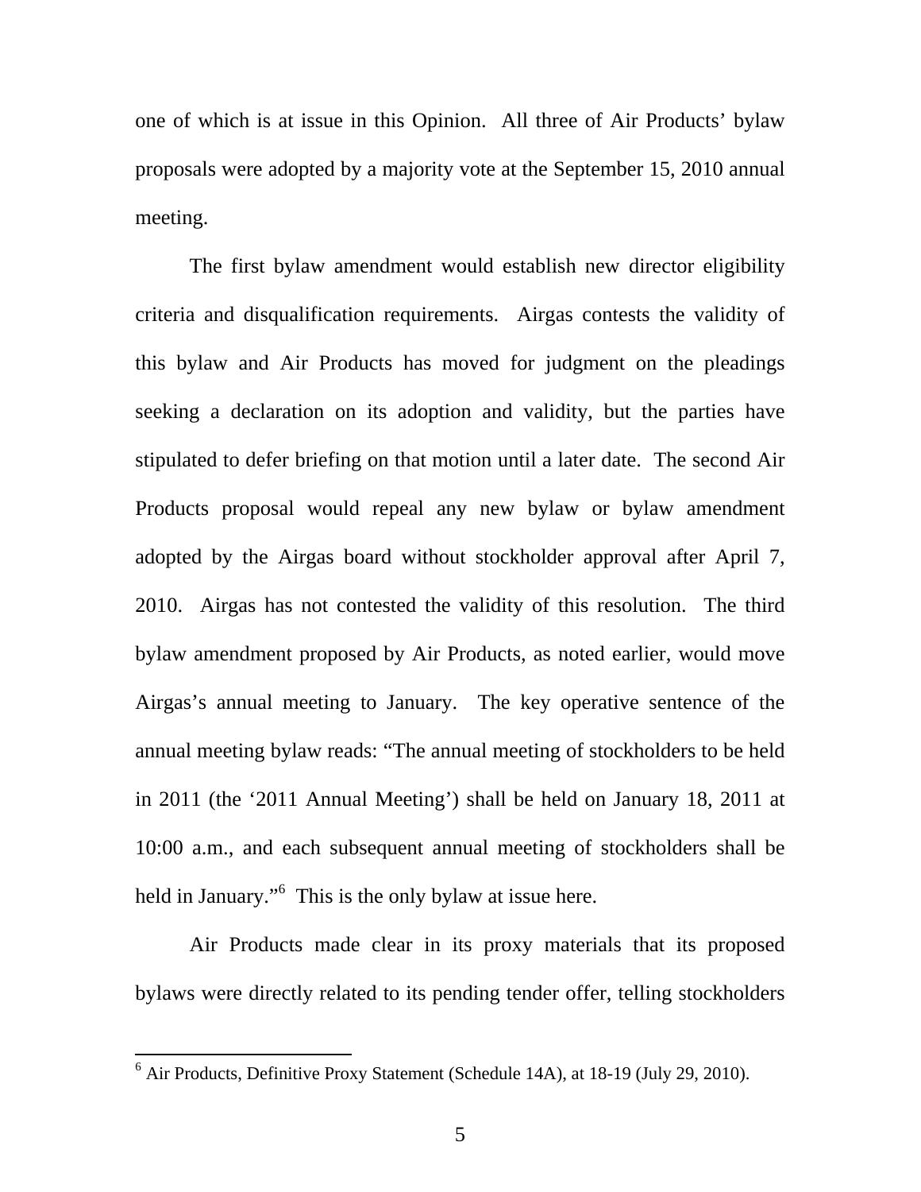one of which is at issue in this Opinion. All three of Air Products' bylaw proposals were adopted by a majority vote at the September 15, 2010 annual meeting.

The first bylaw amendment would establish new director eligibility criteria and disqualification requirements. Airgas contests the validity of this bylaw and Air Products has moved for judgment on the pleadings seeking a declaration on its adoption and validity, but the parties have stipulated to defer briefing on that motion until a later date. The second Air Products proposal would repeal any new bylaw or bylaw amendment adopted by the Airgas board without stockholder approval after April 7, 2010. Airgas has not contested the validity of this resolution. The third bylaw amendment proposed by Air Products, as noted earlier, would move Airgas's annual meeting to January. The key operative sentence of the annual meeting bylaw reads: "The annual meeting of stockholders to be held in 2011 (the '2011 Annual Meeting') shall be held on January 18, 2011 at 10:00 a.m., and each subsequent annual meeting of stockholders shall be held in January."[6] This is the only bylaw at issue here.

Air Products made clear in its proxy materials that its proposed bylaws were directly related to its pending tender offer, telling stockholders

[6] Air Products, Definitive Proxy Statement (Schedule 14A), at 18-19 (July 29, 2010).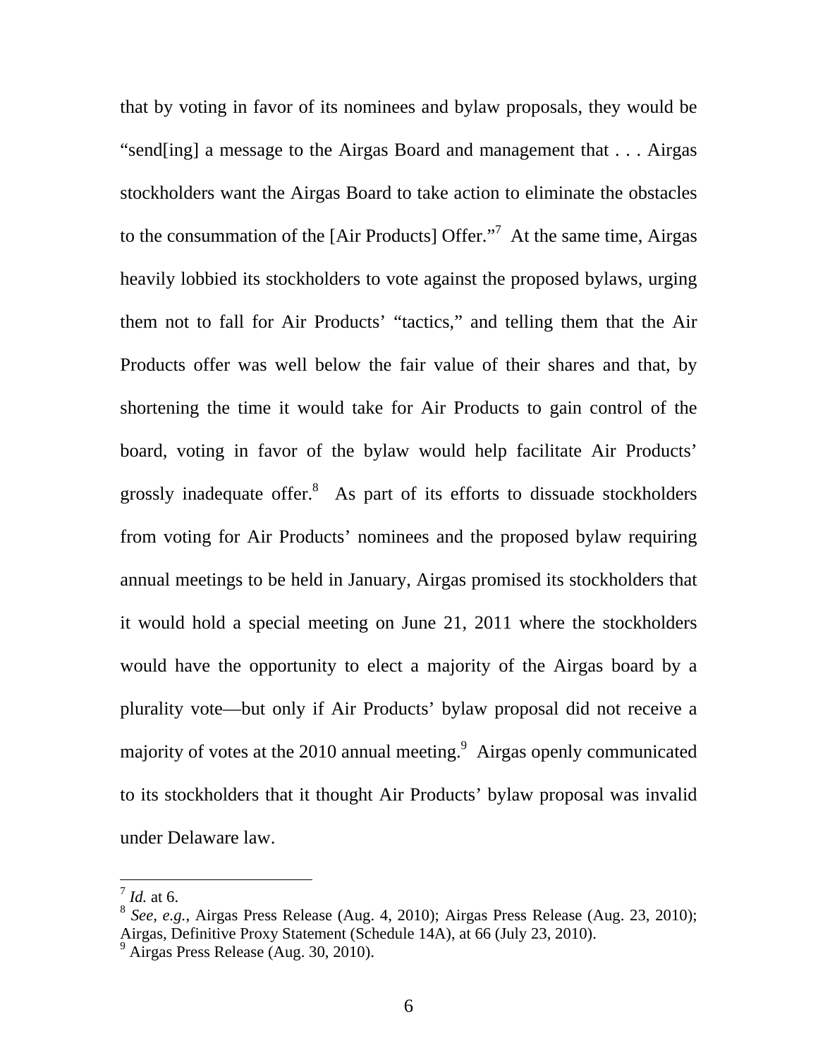that by voting in favor of its nominees and bylaw proposals, they would be "send[ing] a message to the Airgas Board and management that . . . Airgas stockholders want the Airgas Board to take action to eliminate the obstacles to the consummation of the [Air Products] Offer."[7] At the same time, Airgas heavily lobbied its stockholders to vote against the proposed bylaws, urging them not to fall for Air Products' "tactics," and telling them that the Air Products offer was well below the fair value of their shares and that, by shortening the time it would take for Air Products to gain control of the board, voting in favor of the bylaw would help facilitate Air Products' grossly inadequate offer.[8] As part of its efforts to dissuade stockholders from voting for Air Products' nominees and the proposed bylaw requiring annual meetings to be held in January, Airgas promised its stockholders that it would hold a special meeting on June 21, 2011 where the stockholders would have the opportunity to elect a majority of the Airgas board by a plurality vote—but only if Air Products' bylaw proposal did not receive a majority of votes at the 2010 annual meeting.[9] Airgas openly communicated to its stockholders that it thought Air Products' bylaw proposal was invalid under Delaware law.

---

[7] *Id.* at 6.

[8] *See, e.g.*, Airgas Press Release (Aug. 4, 2010); Airgas Press Release (Aug. 23, 2010); Airgas, Definitive Proxy Statement (Schedule 14A), at 66 (July 23, 2010).

[9] Airgas Press Release (Aug. 30, 2010).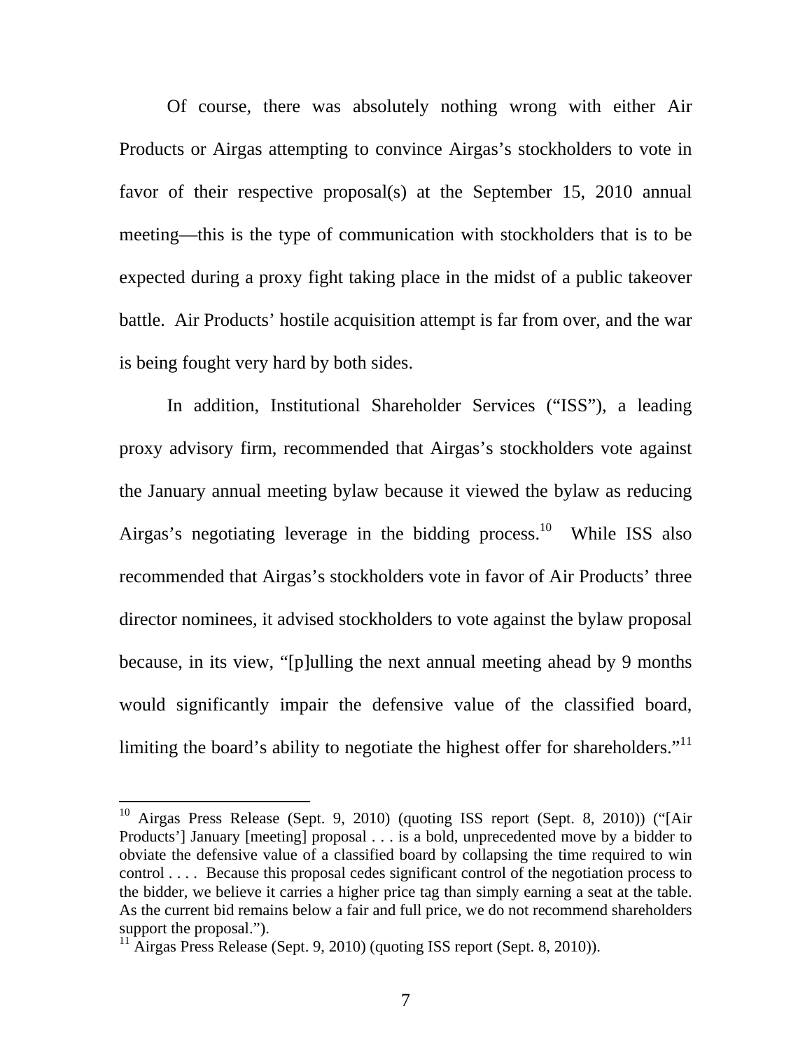Of course, there was absolutely nothing wrong with either Air Products or Airgas attempting to convince Airgas's stockholders to vote in favor of their respective proposal(s) at the September 15, 2010 annual meeting—this is the type of communication with stockholders that is to be expected during a proxy fight taking place in the midst of a public takeover battle. Air Products' hostile acquisition attempt is far from over, and the war is being fought very hard by both sides.

In addition, Institutional Shareholder Services ("ISS"), a leading proxy advisory firm, recommended that Airgas's stockholders vote against the January annual meeting bylaw because it viewed the bylaw as reducing Airgas's negotiating leverage in the bidding process.[10] While ISS also recommended that Airgas's stockholders vote in favor of Air Products' three director nominees, it advised stockholders to vote against the bylaw proposal because, in its view, "[p]ulling the next annual meeting ahead by 9 months would significantly impair the defensive value of the classified board, limiting the board's ability to negotiate the highest offer for shareholders."[11]

---

[10] Airgas Press Release (Sept. 9, 2010) (quoting ISS report (Sept. 8, 2010)) ("[Air Products'] January [meeting] proposal . . . is a bold, unprecedented move by a bidder to obviate the defensive value of a classified board by collapsing the time required to win control . . . . Because this proposal cedes significant control of the negotiation process to the bidder, we believe it carries a higher price tag than simply earning a seat at the table. As the current bid remains below a fair and full price, we do not recommend shareholders support the proposal.").

[11] Airgas Press Release (Sept. 9, 2010) (quoting ISS report (Sept. 8, 2010)).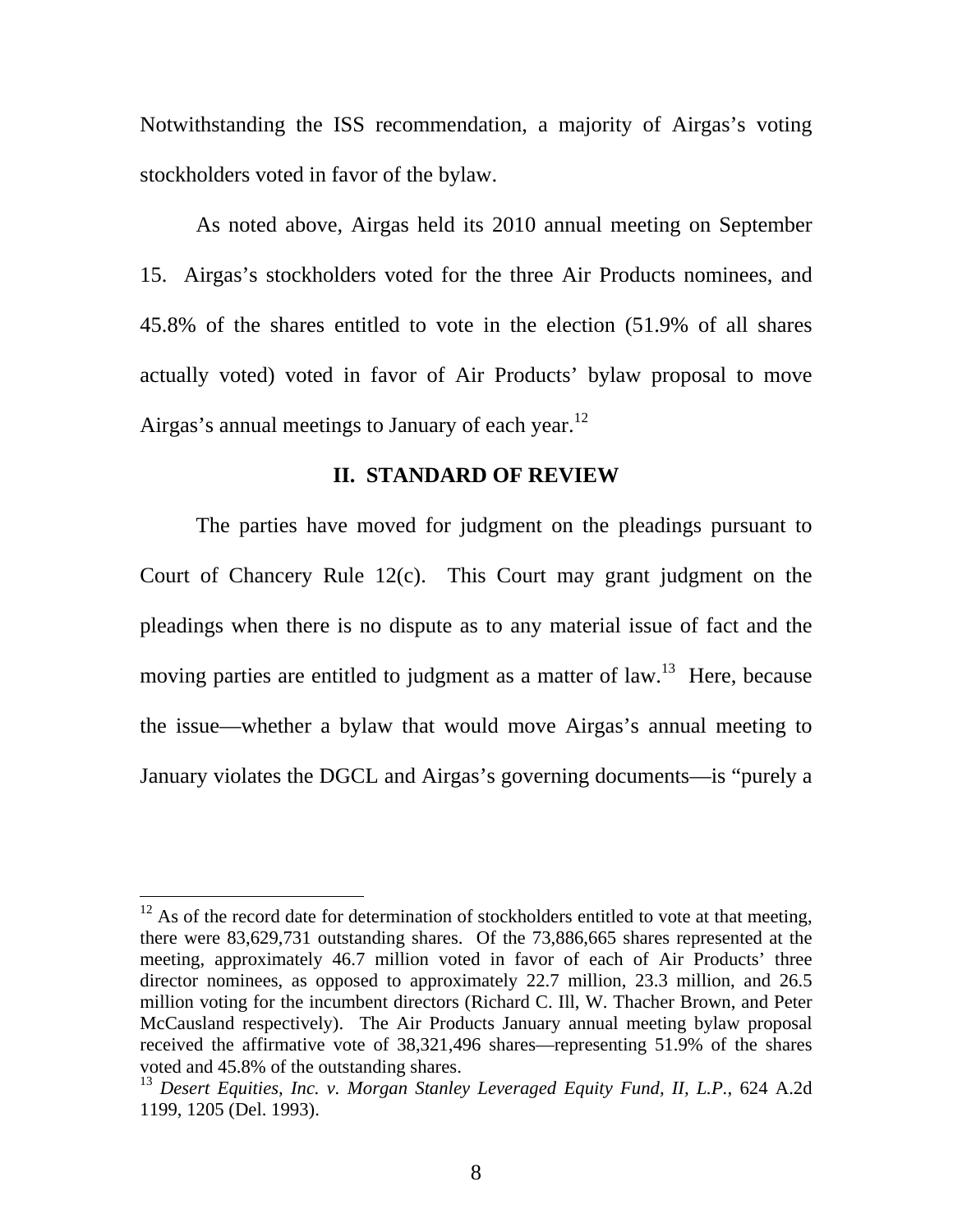Notwithstanding the ISS recommendation, a majority of Airgas's voting stockholders voted in favor of the bylaw.

As noted above, Airgas held its 2010 annual meeting on September 15. Airgas's stockholders voted for the three Air Products nominees, and 45.8% of the shares entitled to vote in the election (51.9% of all shares actually voted) voted in favor of Air Products' bylaw proposal to move Airgas's annual meetings to January of each year.[12]

## II. STANDARD OF REVIEW

The parties have moved for judgment on the pleadings pursuant to Court of Chancery Rule 12(c). This Court may grant judgment on the pleadings when there is no dispute as to any material issue of fact and the moving parties are entitled to judgment as a matter of law.[13] Here, because the issue—whether a bylaw that would move Airgas's annual meeting to January violates the DGCL and Airgas's governing documents—is "purely a

---

[12] As of the record date for determination of stockholders entitled to vote at that meeting, there were 83,629,731 outstanding shares. Of the 73,886,665 shares represented at the meeting, approximately 46.7 million voted in favor of each of Air Products' three director nominees, as opposed to approximately 22.7 million, 23.3 million, and 26.5 million voting for the incumbent directors (Richard C. Ill, W. Thacher Brown, and Peter McCausland respectively). The Air Products January annual meeting bylaw proposal received the affirmative vote of 38,321,496 shares—representing 51.9% of the shares voted and 45.8% of the outstanding shares.

[13] *Desert Equities, Inc. v. Morgan Stanley Leveraged Equity Fund, II, L.P.*, 624 A.2d 1199, 1205 (Del. 1993).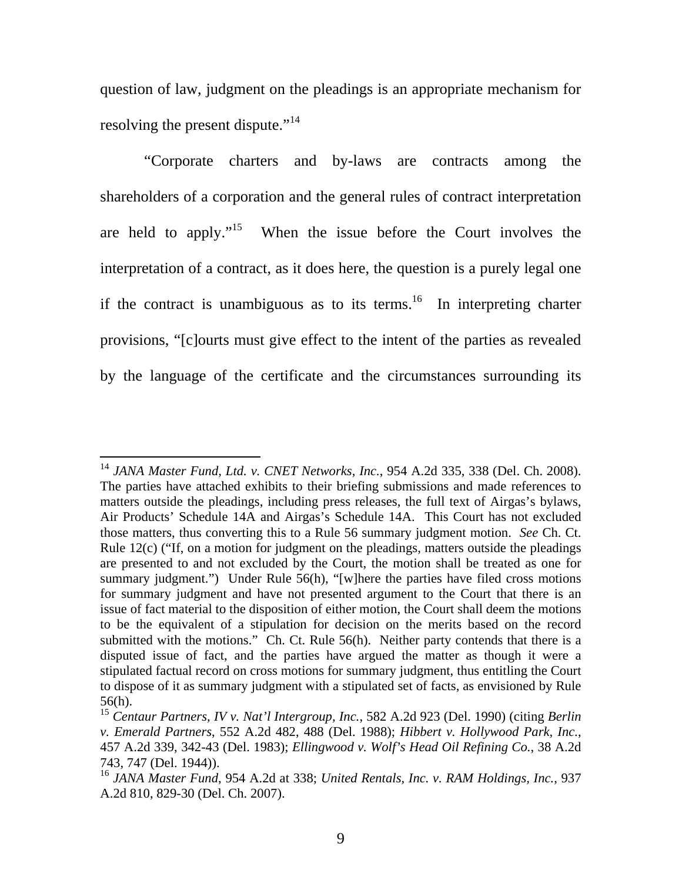question of law, judgment on the pleadings is an appropriate mechanism for resolving the present dispute."[14]

"Corporate charters and by-laws are contracts among the shareholders of a corporation and the general rules of contract interpretation are held to apply."[15] When the issue before the Court involves the interpretation of a contract, as it does here, the question is a purely legal one if the contract is unambiguous as to its terms.[16] In interpreting charter provisions, "[c]ourts must give effect to the intent of the parties as revealed by the language of the certificate and the circumstances surrounding its

---

[14] *JANA Master Fund, Ltd. v. CNET Networks, Inc.*, 954 A.2d 335, 338 (Del. Ch. 2008). The parties have attached exhibits to their briefing submissions and made references to matters outside the pleadings, including press releases, the full text of Airgas's bylaws, Air Products' Schedule 14A and Airgas's Schedule 14A. This Court has not excluded those matters, thus converting this to a Rule 56 summary judgment motion. *See* Ch. Ct. Rule 12(c) ("If, on a motion for judgment on the pleadings, matters outside the pleadings are presented to and not excluded by the Court, the motion shall be treated as one for summary judgment.") Under Rule 56(h), "[w]here the parties have filed cross motions for summary judgment and have not presented argument to the Court that there is an issue of fact material to the disposition of either motion, the Court shall deem the motions to be the equivalent of a stipulation for decision on the merits based on the record submitted with the motions." Ch. Ct. Rule 56(h). Neither party contends that there is a disputed issue of fact, and the parties have argued the matter as though it were a stipulated factual record on cross motions for summary judgment, thus entitling the Court to dispose of it as summary judgment with a stipulated set of facts, as envisioned by Rule 56(h).

[15] *Centaur Partners, IV v. Nat'l Intergroup, Inc.*, 582 A.2d 923 (Del. 1990) (citing *Berlin v. Emerald Partners*, 552 A.2d 482, 488 (Del. 1988); *Hibbert v. Hollywood Park, Inc.*, 457 A.2d 339, 342-43 (Del. 1983); *Ellingwood v. Wolf's Head Oil Refining Co.*, 38 A.2d 743, 747 (Del. 1944)).

[16] *JANA Master Fund*, 954 A.2d at 338; *United Rentals, Inc. v. RAM Holdings, Inc.*, 937 A.2d 810, 829-30 (Del. Ch. 2007).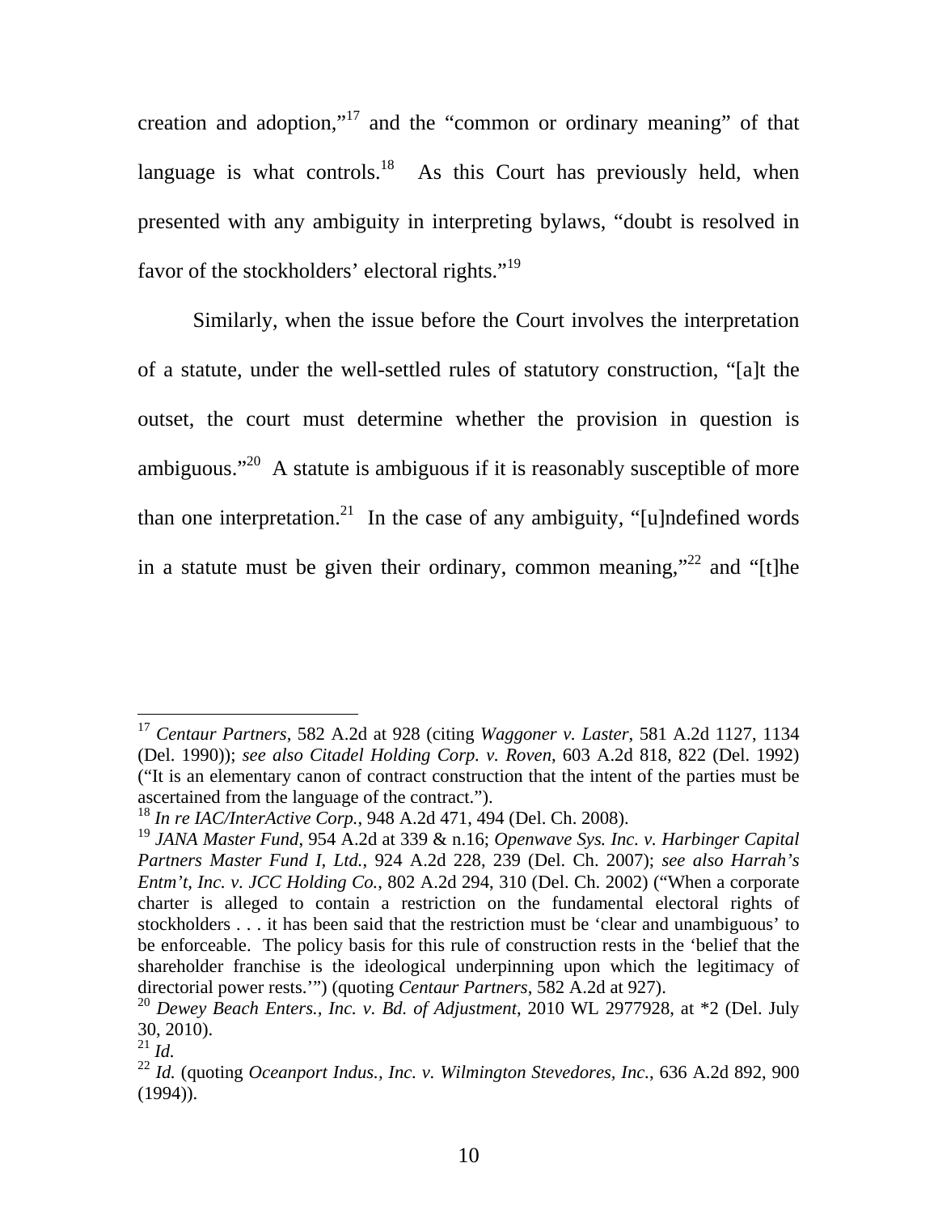creation and adoption,"[17] and the "common or ordinary meaning" of that language is what controls.[18] As this Court has previously held, when presented with any ambiguity in interpreting bylaws, "doubt is resolved in favor of the stockholders' electoral rights."[19]

Similarly, when the issue before the Court involves the interpretation of a statute, under the well-settled rules of statutory construction, "[a]t the outset, the court must determine whether the provision in question is ambiguous."[20] A statute is ambiguous if it is reasonably susceptible of more than one interpretation.[21] In the case of any ambiguity, "[u]ndefined words in a statute must be given their ordinary, common meaning,"[22] and "[t]he

---

[17] *Centaur Partners*, 582 A.2d at 928 (citing *Waggoner v. Laster*, 581 A.2d 1127, 1134 (Del. 1990)); *see also Citadel Holding Corp. v. Roven*, 603 A.2d 818, 822 (Del. 1992) ("It is an elementary canon of contract construction that the intent of the parties must be ascertained from the language of the contract.").

[18] *In re IAC/InterActive Corp.*, 948 A.2d 471, 494 (Del. Ch. 2008).

[19] *JANA Master Fund*, 954 A.2d at 339 & n.16; *Openwave Sys. Inc. v. Harbinger Capital Partners Master Fund I, Ltd.*, 924 A.2d 228, 239 (Del. Ch. 2007); *see also Harrah's Entm't, Inc. v. JCC Holding Co.*, 802 A.2d 294, 310 (Del. Ch. 2002) ("When a corporate charter is alleged to contain a restriction on the fundamental electoral rights of stockholders . . . it has been said that the restriction must be 'clear and unambiguous' to be enforceable. The policy basis for this rule of construction rests in the 'belief that the shareholder franchise is the ideological underpinning upon which the legitimacy of directorial power rests.'") (quoting *Centaur Partners*, 582 A.2d at 927).

[20] *Dewey Beach Enters., Inc. v. Bd. of Adjustment*, 2010 WL 2977928, at *2 (Del. July 30, 2010).

[21] *Id.*

[22] *Id.* (quoting *Oceanport Indus., Inc. v. Wilmington Stevedores, Inc.*, 636 A.2d 892, 900 (1994)).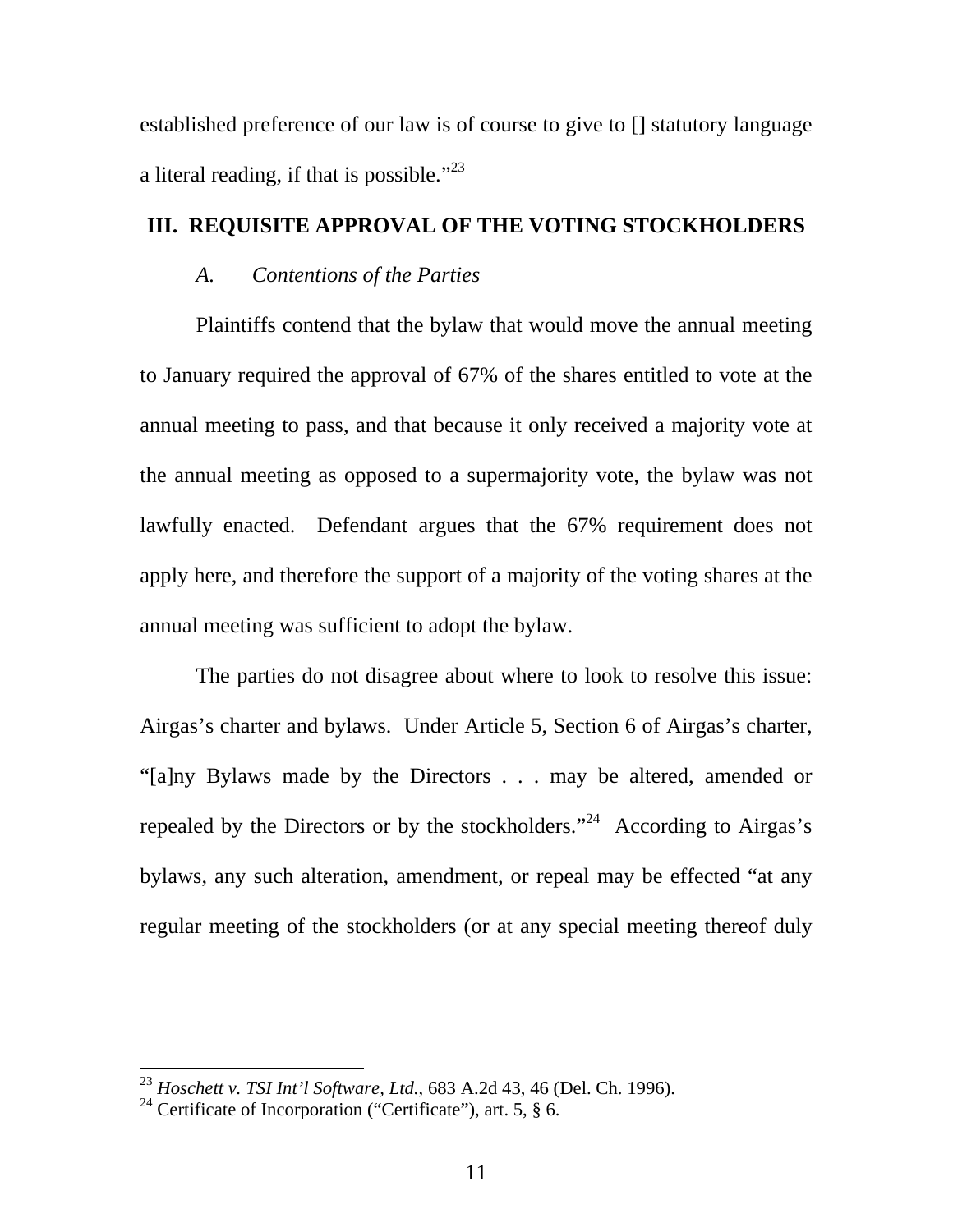established preference of our law is of course to give to [] statutory language a literal reading, if that is possible."[23]

## III. REQUISITE APPROVAL OF THE VOTING STOCKHOLDERS

### *A. Contentions of the Parties*

Plaintiffs contend that the bylaw that would move the annual meeting to January required the approval of 67% of the shares entitled to vote at the annual meeting to pass, and that because it only received a majority vote at the annual meeting as opposed to a supermajority vote, the bylaw was not lawfully enacted. Defendant argues that the 67% requirement does not apply here, and therefore the support of a majority of the voting shares at the annual meeting was sufficient to adopt the bylaw.

The parties do not disagree about where to look to resolve this issue: Airgas's charter and bylaws. Under Article 5, Section 6 of Airgas's charter, "[a]ny Bylaws made by the Directors . . . may be altered, amended or repealed by the Directors or by the stockholders."[24] According to Airgas's bylaws, any such alteration, amendment, or repeal may be effected "at any regular meeting of the stockholders (or at any special meeting thereof duly

---

[23] *Hoschett v. TSI Int'l Software, Ltd.*, 683 A.2d 43, 46 (Del. Ch. 1996).

[24] Certificate of Incorporation ("Certificate"), art. 5, § 6.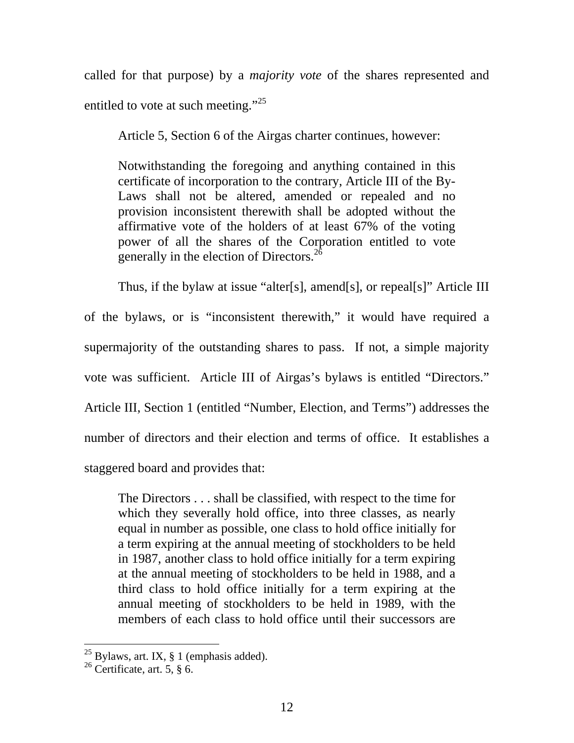called for that purpose) by a *majority vote* of the shares represented and entitled to vote at such meeting."[25]

Article 5, Section 6 of the Airgas charter continues, however:

> Notwithstanding the foregoing and anything contained in this certificate of incorporation to the contrary, Article III of the By-Laws shall not be altered, amended or repealed and no provision inconsistent therewith shall be adopted without the affirmative vote of the holders of at least 67% of the voting power of all the shares of the Corporation entitled to vote generally in the election of Directors.[26]

Thus, if the bylaw at issue "alter[s], amend[s], or repeal[s]" Article III of the bylaws, or is "inconsistent therewith," it would have required a supermajority of the outstanding shares to pass. If not, a simple majority vote was sufficient. Article III of Airgas's bylaws is entitled "Directors." Article III, Section 1 (entitled "Number, Election, and Terms") addresses the number of directors and their election and terms of office. It establishes a staggered board and provides that:

> The Directors . . . shall be classified, with respect to the time for which they severally hold office, into three classes, as nearly equal in number as possible, one class to hold office initially for a term expiring at the annual meeting of stockholders to be held in 1987, another class to hold office initially for a term expiring at the annual meeting of stockholders to be held in 1988, and a third class to hold office initially for a term expiring at the annual meeting of stockholders to be held in 1989, with the members of each class to hold office until their successors are

---

[25] Bylaws, art. IX, § 1 (emphasis added).

[26] Certificate, art. 5, § 6.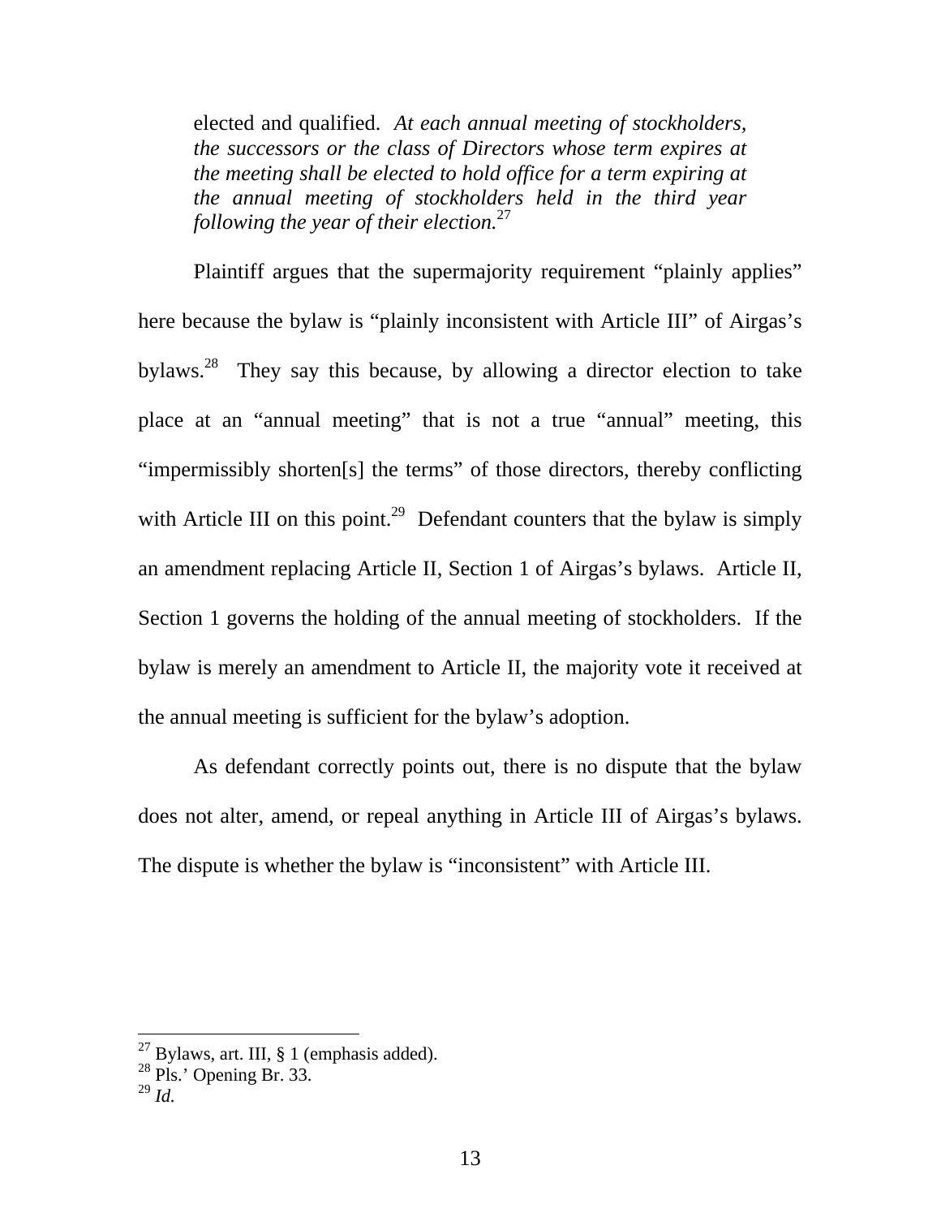> elected and qualified. *At each annual meeting of stockholders, the successors or the class of Directors whose term expires at the meeting shall be elected to hold office for a term expiring at the annual meeting of stockholders held in the third year following the year of their election.*[27]

Plaintiff argues that the supermajority requirement "plainly applies" here because the bylaw is "plainly inconsistent with Article III" of Airgas's bylaws.[28] They say this because, by allowing a director election to take place at an "annual meeting" that is not a true "annual" meeting, this "impermissibly shorten[s] the terms" of those directors, thereby conflicting with Article III on this point.[29] Defendant counters that the bylaw is simply an amendment replacing Article II, Section 1 of Airgas's bylaws. Article II, Section 1 governs the holding of the annual meeting of stockholders. If the bylaw is merely an amendment to Article II, the majority vote it received at the annual meeting is sufficient for the bylaw's adoption.

As defendant correctly points out, there is no dispute that the bylaw does not alter, amend, or repeal anything in Article III of Airgas's bylaws. The dispute is whether the bylaw is "inconsistent" with Article III.

---

[27] Bylaws, art. III, § 1 (emphasis added).
[28] Pls.' Opening Br. 33.
[29] *Id.*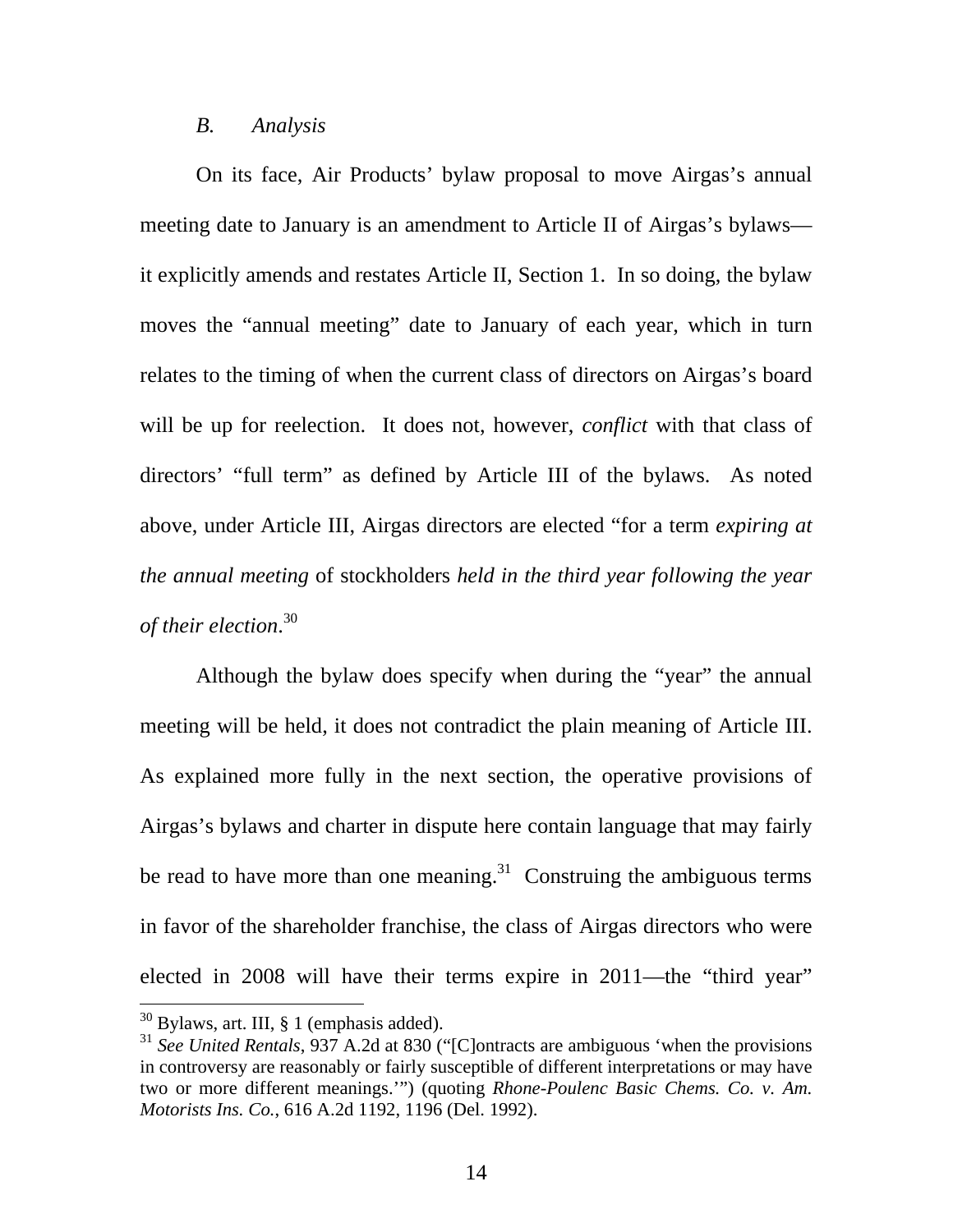### *B. Analysis*

On its face, Air Products' bylaw proposal to move Airgas's annual meeting date to January is an amendment to Article II of Airgas's bylaws—it explicitly amends and restates Article II, Section 1. In so doing, the bylaw moves the "annual meeting" date to January of each year, which in turn relates to the timing of when the current class of directors on Airgas's board will be up for reelection. It does not, however, *conflict* with that class of directors' "full term" as defined by Article III of the bylaws. As noted above, under Article III, Airgas directors are elected "for a term *expiring at the annual meeting* of stockholders *held in the third year following the year of their election*.[30]

Although the bylaw does specify when during the "year" the annual meeting will be held, it does not contradict the plain meaning of Article III. As explained more fully in the next section, the operative provisions of Airgas's bylaws and charter in dispute here contain language that may fairly be read to have more than one meaning.[31] Construing the ambiguous terms in favor of the shareholder franchise, the class of Airgas directors who were elected in 2008 will have their terms expire in 2011—the "third year"

---

[30] Bylaws, art. III, § 1 (emphasis added).

[31] *See United Rentals*, 937 A.2d at 830 ("[C]ontracts are ambiguous 'when the provisions in controversy are reasonably or fairly susceptible of different interpretations or may have two or more different meanings.'") (quoting *Rhone-Poulenc Basic Chems. Co. v. Am. Motorists Ins. Co.*, 616 A.2d 1192, 1196 (Del. 1992).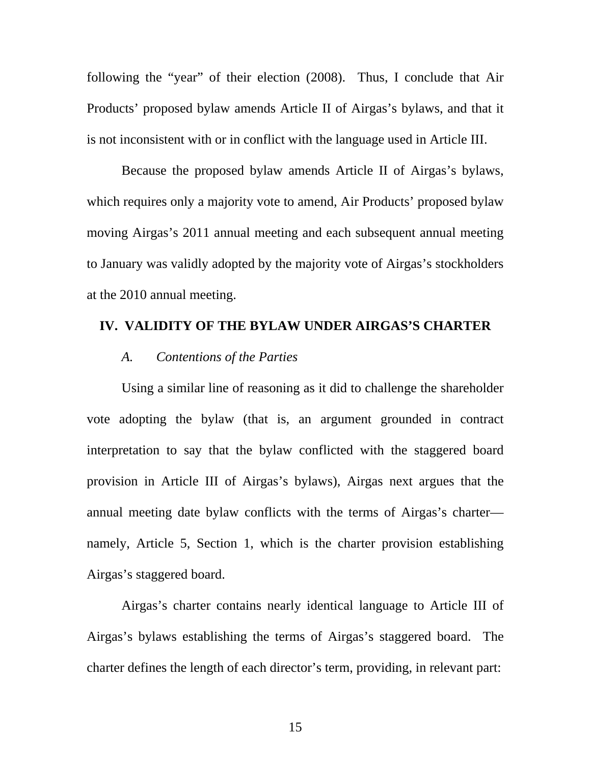following the "year" of their election (2008). Thus, I conclude that Air Products' proposed bylaw amends Article II of Airgas's bylaws, and that it is not inconsistent with or in conflict with the language used in Article III.

Because the proposed bylaw amends Article II of Airgas's bylaws, which requires only a majority vote to amend, Air Products' proposed bylaw moving Airgas's 2011 annual meeting and each subsequent annual meeting to January was validly adopted by the majority vote of Airgas's stockholders at the 2010 annual meeting.

## IV. VALIDITY OF THE BYLAW UNDER AIRGAS'S CHARTER

### *A. Contentions of the Parties*

Using a similar line of reasoning as it did to challenge the shareholder vote adopting the bylaw (that is, an argument grounded in contract interpretation to say that the bylaw conflicted with the staggered board provision in Article III of Airgas's bylaws), Airgas next argues that the annual meeting date bylaw conflicts with the terms of Airgas's charter—namely, Article 5, Section 1, which is the charter provision establishing Airgas's staggered board.

Airgas's charter contains nearly identical language to Article III of Airgas's bylaws establishing the terms of Airgas's staggered board. The charter defines the length of each director's term, providing, in relevant part: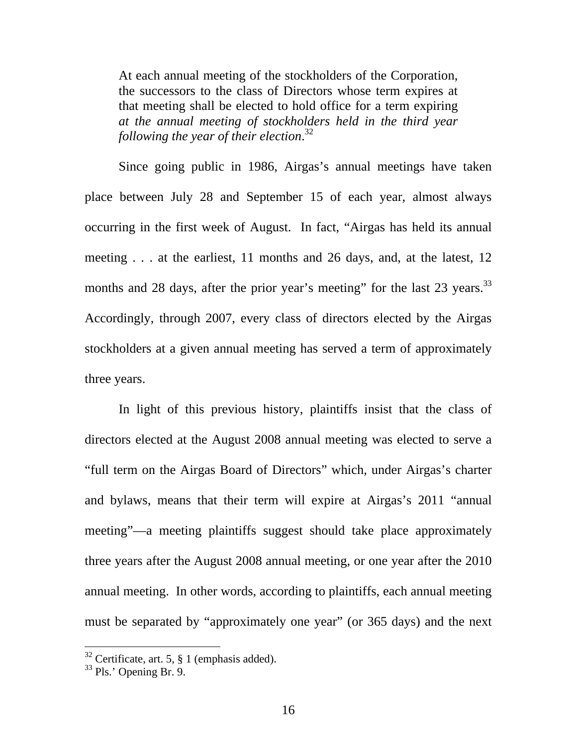> At each annual meeting of the stockholders of the Corporation, the successors to the class of Directors whose term expires at that meeting shall be elected to hold office for a term expiring *at the annual meeting of stockholders held in the third year following the year of their election*.[32]

Since going public in 1986, Airgas's annual meetings have taken place between July 28 and September 15 of each year, almost always occurring in the first week of August. In fact, "Airgas has held its annual meeting . . . at the earliest, 11 months and 26 days, and, at the latest, 12 months and 28 days, after the prior year's meeting" for the last 23 years.[33] Accordingly, through 2007, every class of directors elected by the Airgas stockholders at a given annual meeting has served a term of approximately three years.

In light of this previous history, plaintiffs insist that the class of directors elected at the August 2008 annual meeting was elected to serve a "full term on the Airgas Board of Directors" which, under Airgas's charter and bylaws, means that their term will expire at Airgas's 2011 "annual meeting"—a meeting plaintiffs suggest should take place approximately three years after the August 2008 annual meeting, or one year after the 2010 annual meeting. In other words, according to plaintiffs, each annual meeting must be separated by "approximately one year" (or 365 days) and the next

---

[32] Certificate, art. 5, § 1 (emphasis added).

[33] Pls.' Opening Br. 9.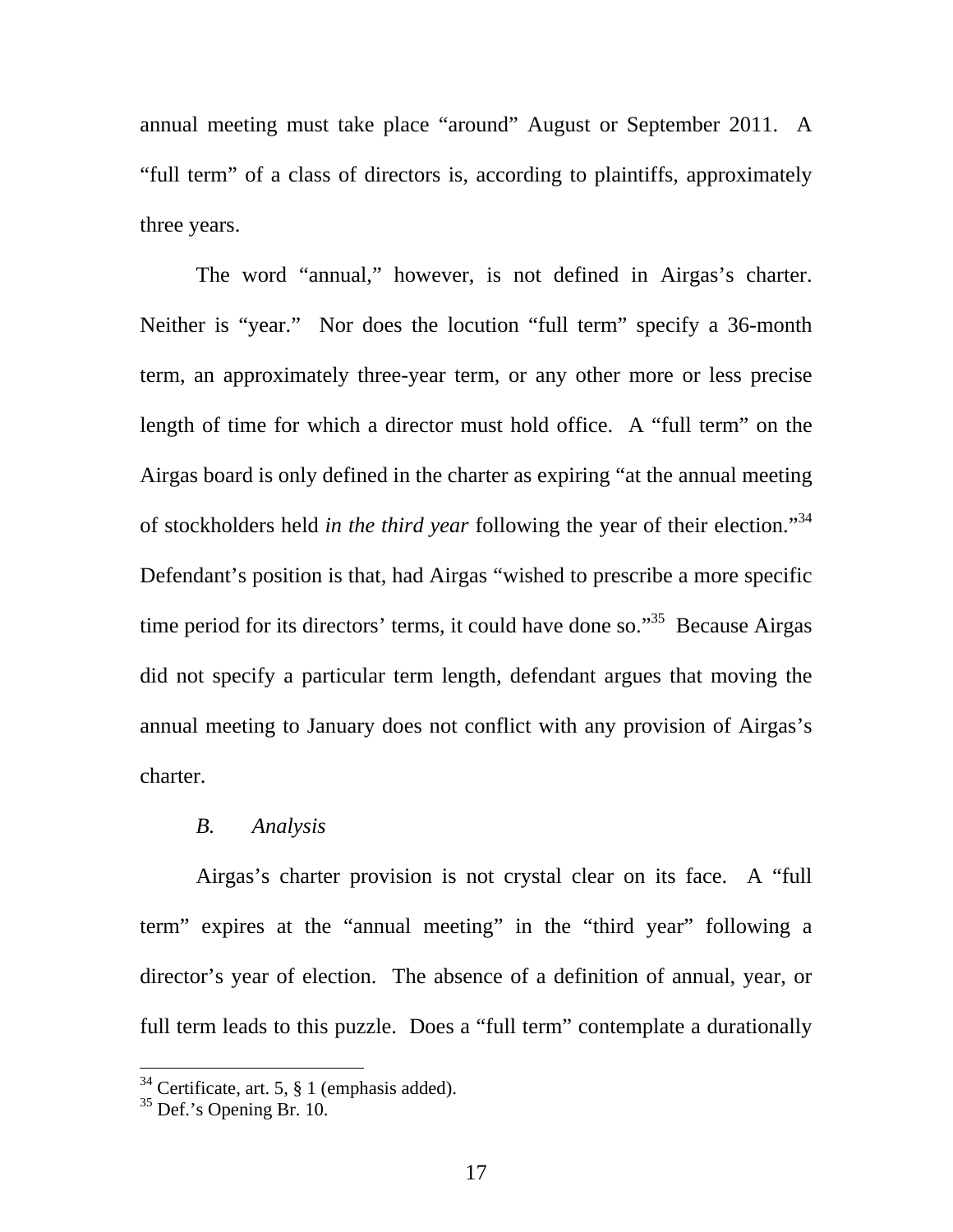annual meeting must take place "around" August or September 2011. A "full term" of a class of directors is, according to plaintiffs, approximately three years.

The word "annual," however, is not defined in Airgas's charter. Neither is "year." Nor does the locution "full term" specify a 36-month term, an approximately three-year term, or any other more or less precise length of time for which a director must hold office. A "full term" on the Airgas board is only defined in the charter as expiring "at the annual meeting of stockholders held *in the third year* following the year of their election."[34] Defendant's position is that, had Airgas "wished to prescribe a more specific time period for its directors' terms, it could have done so."[35] Because Airgas did not specify a particular term length, defendant argues that moving the annual meeting to January does not conflict with any provision of Airgas's charter.

*B. Analysis*

Airgas's charter provision is not crystal clear on its face. A "full term" expires at the "annual meeting" in the "third year" following a director's year of election. The absence of a definition of annual, year, or full term leads to this puzzle. Does a "full term" contemplate a durationally

---

[34] Certificate, art. 5, § 1 (emphasis added).
[35] Def.'s Opening Br. 10.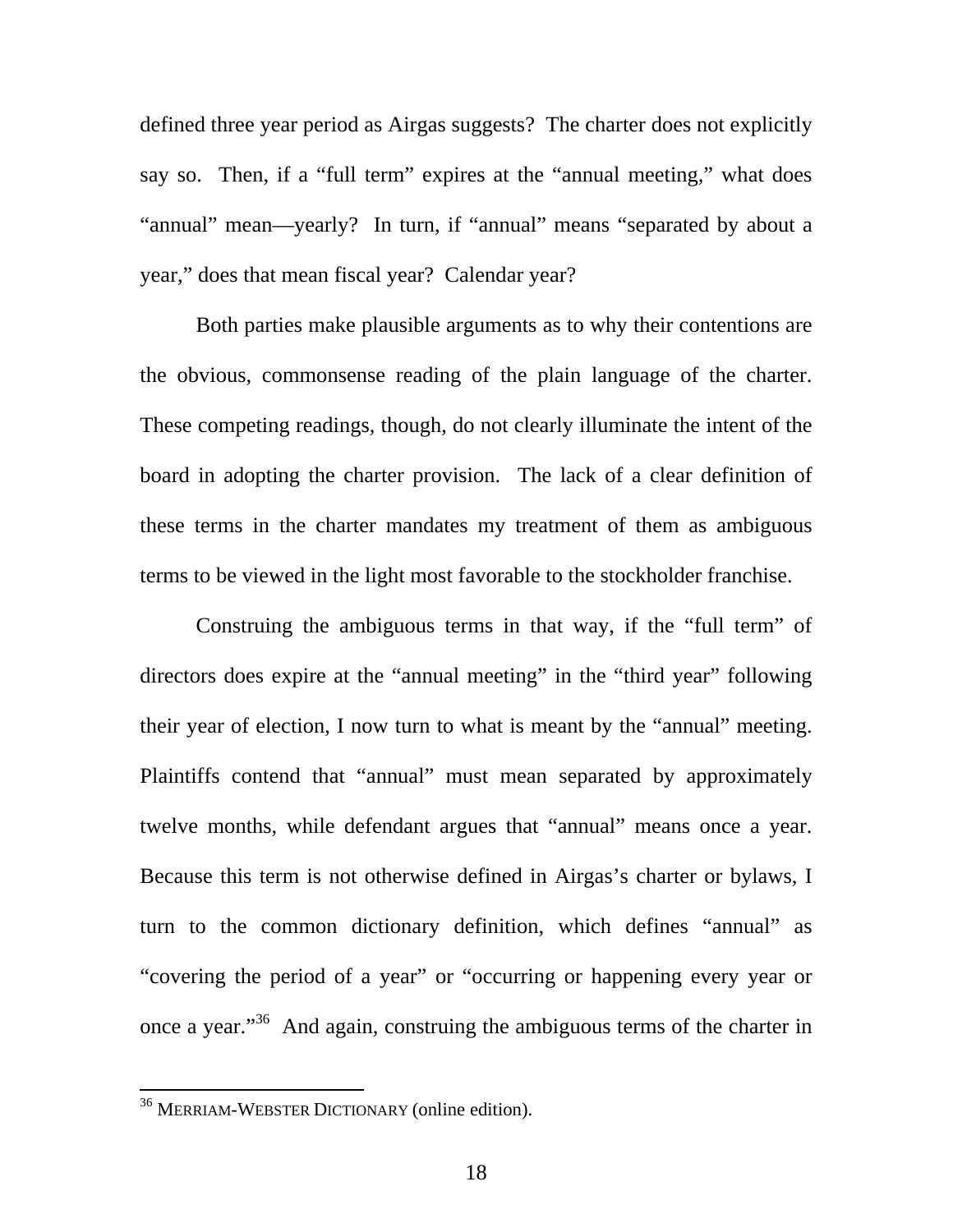defined three year period as Airgas suggests? The charter does not explicitly say so. Then, if a "full term" expires at the "annual meeting," what does "annual" mean—yearly? In turn, if "annual" means "separated by about a year," does that mean fiscal year? Calendar year?

Both parties make plausible arguments as to why their contentions are the obvious, commonsense reading of the plain language of the charter. These competing readings, though, do not clearly illuminate the intent of the board in adopting the charter provision. The lack of a clear definition of these terms in the charter mandates my treatment of them as ambiguous terms to be viewed in the light most favorable to the stockholder franchise.

Construing the ambiguous terms in that way, if the "full term" of directors does expire at the "annual meeting" in the "third year" following their year of election, I now turn to what is meant by the "annual" meeting. Plaintiffs contend that "annual" must mean separated by approximately twelve months, while defendant argues that "annual" means once a year. Because this term is not otherwise defined in Airgas's charter or bylaws, I turn to the common dictionary definition, which defines "annual" as "covering the period of a year" or "occurring or happening every year or once a year."[36] And again, construing the ambiguous terms of the charter in

---

[36] MERRIAM-WEBSTER DICTIONARY (online edition).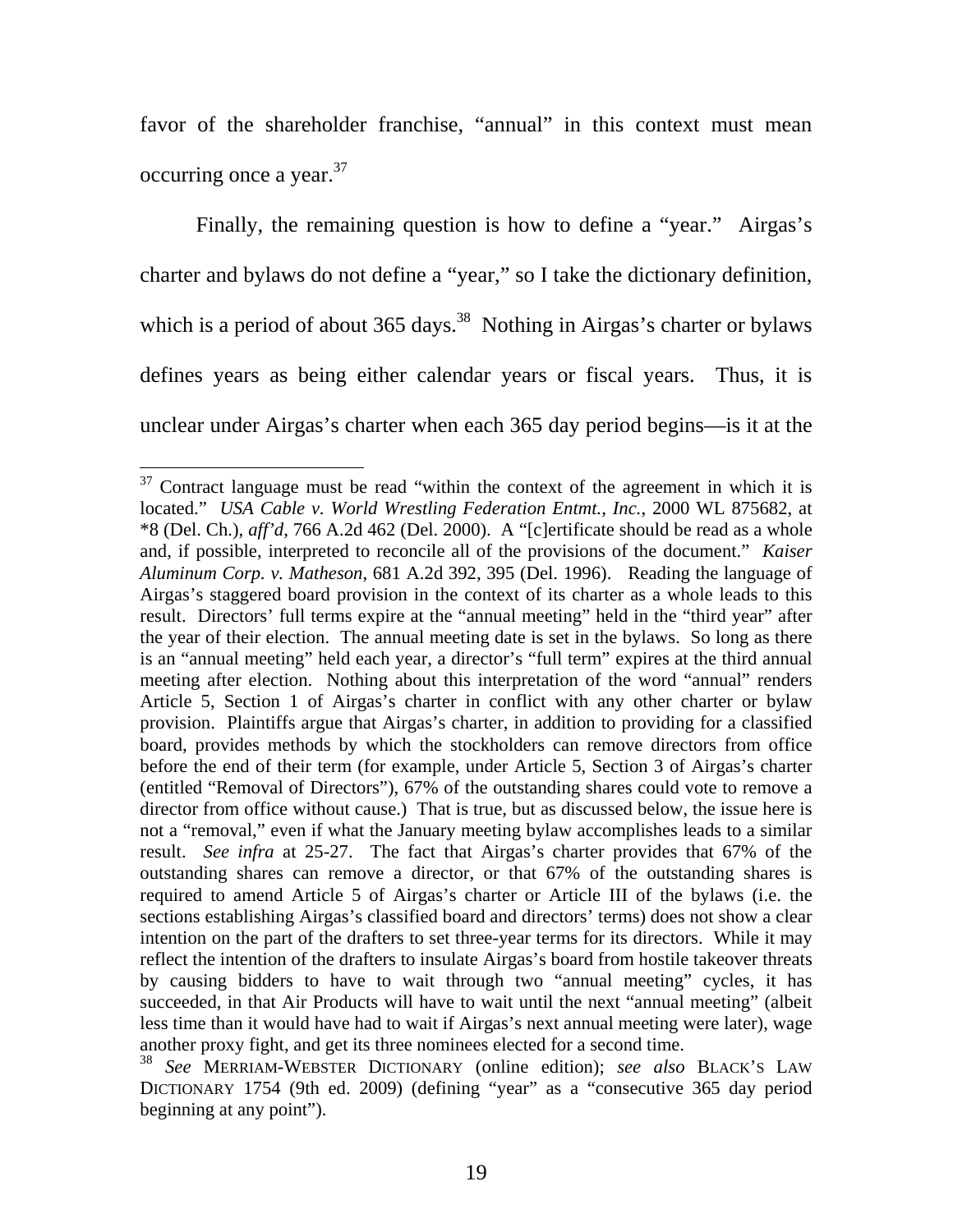favor of the shareholder franchise, "annual" in this context must mean occurring once a year.[37]

Finally, the remaining question is how to define a "year." Airgas's charter and bylaws do not define a "year," so I take the dictionary definition, which is a period of about 365 days.[38] Nothing in Airgas's charter or bylaws defines years as being either calendar years or fiscal years. Thus, it is unclear under Airgas's charter when each 365 day period begins—is it at the

---

[37] Contract language must be read "within the context of the agreement in which it is located." *USA Cable v. World Wrestling Federation Entmt., Inc.*, 2000 WL 875682, at *8 (Del. Ch.), *aff'd*, 766 A.2d 462 (Del. 2000). A "[c]ertificate should be read as a whole and, if possible, interpreted to reconcile all of the provisions of the document." *Kaiser Aluminum Corp. v. Matheson*, 681 A.2d 392, 395 (Del. 1996). Reading the language of Airgas's staggered board provision in the context of its charter as a whole leads to this result. Directors' full terms expire at the "annual meeting" held in the "third year" after the year of their election. The annual meeting date is set in the bylaws. So long as there is an "annual meeting" held each year, a director's "full term" expires at the third annual meeting after election. Nothing about this interpretation of the word "annual" renders Article 5, Section 1 of Airgas's charter in conflict with any other charter or bylaw provision. Plaintiffs argue that Airgas's charter, in addition to providing for a classified board, provides methods by which the stockholders can remove directors from office before the end of their term (for example, under Article 5, Section 3 of Airgas's charter (entitled "Removal of Directors"), 67% of the outstanding shares could vote to remove a director from office without cause.) That is true, but as discussed below, the issue here is not a "removal," even if what the January meeting bylaw accomplishes leads to a similar result. *See infra* at 25-27. The fact that Airgas's charter provides that 67% of the outstanding shares can remove a director, or that 67% of the outstanding shares is required to amend Article 5 of Airgas's charter or Article III of the bylaws (i.e. the sections establishing Airgas's classified board and directors' terms) does not show a clear intention on the part of the drafters to set three-year terms for its directors. While it may reflect the intention of the drafters to insulate Airgas's board from hostile takeover threats by causing bidders to have to wait through two "annual meeting" cycles, it has succeeded, in that Air Products will have to wait until the next "annual meeting" (albeit less time than it would have had to wait if Airgas's next annual meeting were later), wage another proxy fight, and get its three nominees elected for a second time.

[38] *See* MERRIAM-WEBSTER DICTIONARY (online edition); *see also* BLACK'S LAW DICTIONARY 1754 (9th ed. 2009) (defining "year" as a "consecutive 365 day period beginning at any point").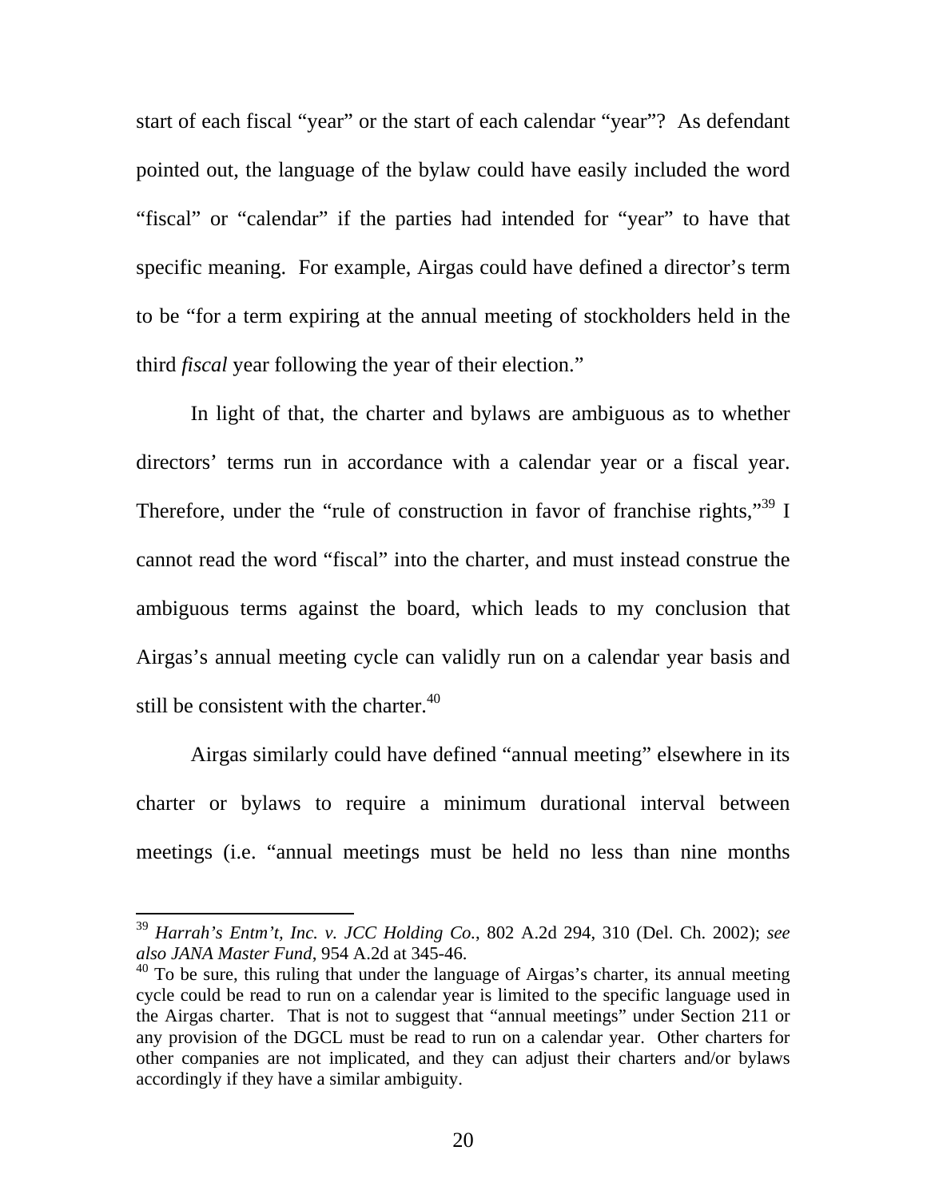start of each fiscal "year" or the start of each calendar "year"? As defendant pointed out, the language of the bylaw could have easily included the word "fiscal" or "calendar" if the parties had intended for "year" to have that specific meaning. For example, Airgas could have defined a director's term to be "for a term expiring at the annual meeting of stockholders held in the third *fiscal* year following the year of their election."

In light of that, the charter and bylaws are ambiguous as to whether directors' terms run in accordance with a calendar year or a fiscal year. Therefore, under the "rule of construction in favor of franchise rights,"[39] I cannot read the word "fiscal" into the charter, and must instead construe the ambiguous terms against the board, which leads to my conclusion that Airgas's annual meeting cycle can validly run on a calendar year basis and still be consistent with the charter.[40]

Airgas similarly could have defined "annual meeting" elsewhere in its charter or bylaws to require a minimum durational interval between meetings (i.e. "annual meetings must be held no less than nine months

---

[39] *Harrah's Entm't, Inc. v. JCC Holding Co.*, 802 A.2d 294, 310 (Del. Ch. 2002); *see also JANA Master Fund*, 954 A.2d at 345-46.

[40] To be sure, this ruling that under the language of Airgas's charter, its annual meeting cycle could be read to run on a calendar year is limited to the specific language used in the Airgas charter. That is not to suggest that "annual meetings" under Section 211 or any provision of the DGCL must be read to run on a calendar year. Other charters for other companies are not implicated, and they can adjust their charters and/or bylaws accordingly if they have a similar ambiguity.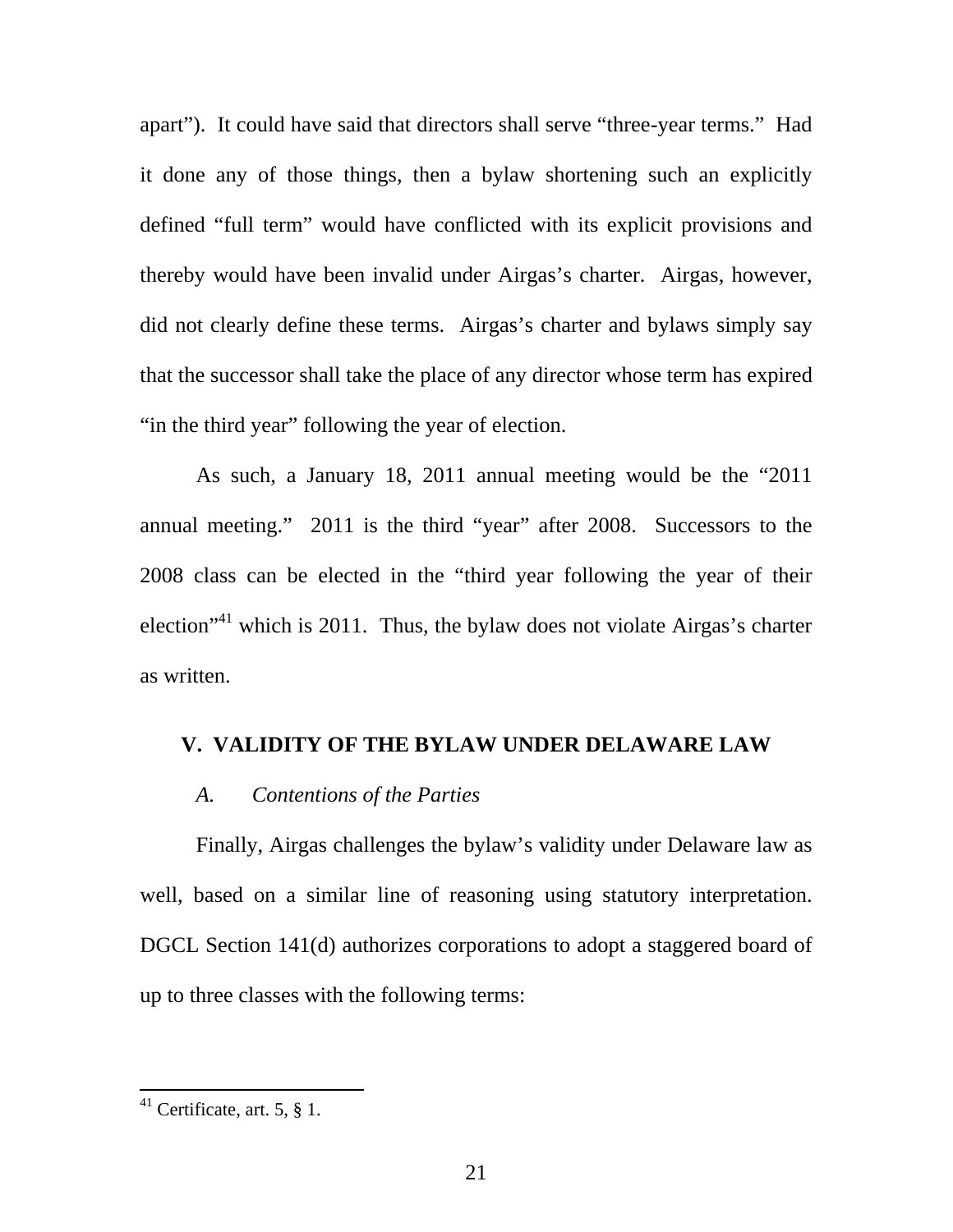apart"). It could have said that directors shall serve "three-year terms." Had it done any of those things, then a bylaw shortening such an explicitly defined "full term" would have conflicted with its explicit provisions and thereby would have been invalid under Airgas's charter. Airgas, however, did not clearly define these terms. Airgas's charter and bylaws simply say that the successor shall take the place of any director whose term has expired "in the third year" following the year of election.

As such, a January 18, 2011 annual meeting would be the "2011 annual meeting." 2011 is the third "year" after 2008. Successors to the 2008 class can be elected in the "third year following the year of their election"[41] which is 2011. Thus, the bylaw does not violate Airgas's charter as written.

## V. VALIDITY OF THE BYLAW UNDER DELAWARE LAW

### *A. Contentions of the Parties*

Finally, Airgas challenges the bylaw's validity under Delaware law as well, based on a similar line of reasoning using statutory interpretation. DGCL Section 141(d) authorizes corporations to adopt a staggered board of up to three classes with the following terms:

---

[41] Certificate, art. 5, § 1.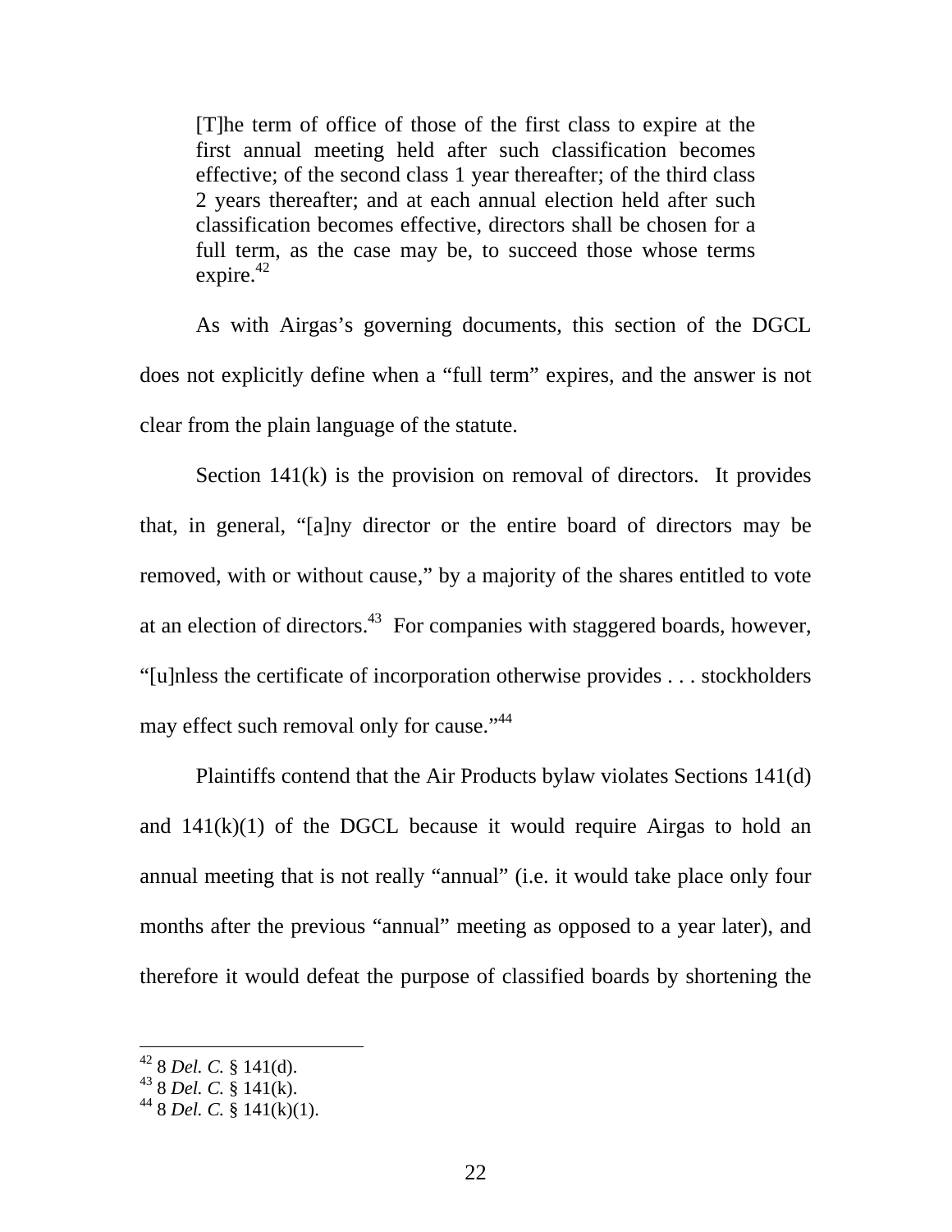> [T]he term of office of those of the first class to expire at the first annual meeting held after such classification becomes effective; of the second class 1 year thereafter; of the third class 2 years thereafter; and at each annual election held after such classification becomes effective, directors shall be chosen for a full term, as the case may be, to succeed those whose terms expire.[42]

As with Airgas's governing documents, this section of the DGCL does not explicitly define when a "full term" expires, and the answer is not clear from the plain language of the statute.

Section 141(k) is the provision on removal of directors. It provides that, in general, "[a]ny director or the entire board of directors may be removed, with or without cause," by a majority of the shares entitled to vote at an election of directors.[43] For companies with staggered boards, however, "[u]nless the certificate of incorporation otherwise provides . . . stockholders may effect such removal only for cause."[44]

Plaintiffs contend that the Air Products bylaw violates Sections 141(d) and 141(k)(1) of the DGCL because it would require Airgas to hold an annual meeting that is not really "annual" (i.e. it would take place only four months after the previous "annual" meeting as opposed to a year later), and therefore it would defeat the purpose of classified boards by shortening the

---

[42] 8 *Del. C.* § 141(d).
[43] 8 *Del. C.* § 141(k).
[44] 8 *Del. C.* § 141(k)(1).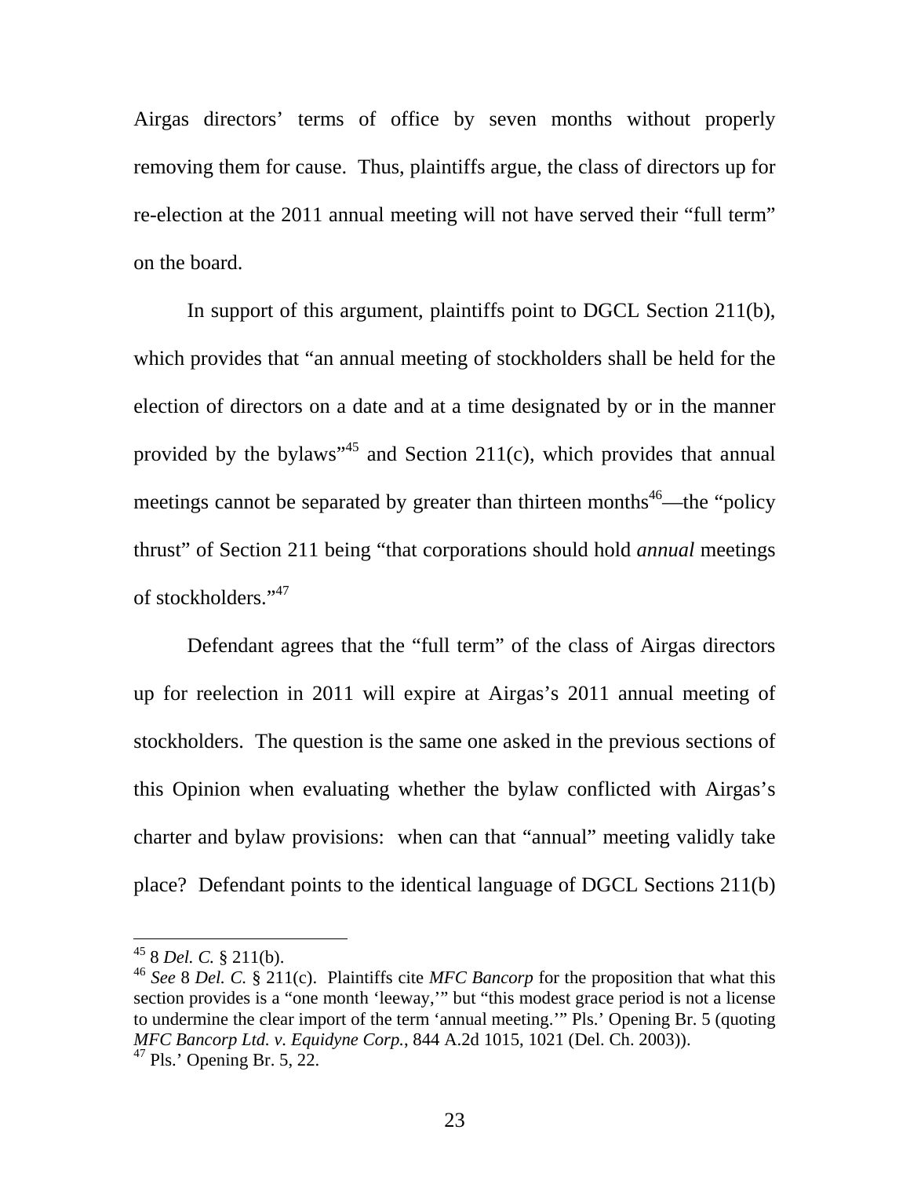Airgas directors' terms of office by seven months without properly removing them for cause. Thus, plaintiffs argue, the class of directors up for re-election at the 2011 annual meeting will not have served their "full term" on the board.

In support of this argument, plaintiffs point to DGCL Section 211(b), which provides that "an annual meeting of stockholders shall be held for the election of directors on a date and at a time designated by or in the manner provided by the bylaws"[45] and Section 211(c), which provides that annual meetings cannot be separated by greater than thirteen months[46]—the "policy thrust" of Section 211 being "that corporations should hold *annual* meetings of stockholders."[47]

Defendant agrees that the "full term" of the class of Airgas directors up for reelection in 2011 will expire at Airgas's 2011 annual meeting of stockholders. The question is the same one asked in the previous sections of this Opinion when evaluating whether the bylaw conflicted with Airgas's charter and bylaw provisions: when can that "annual" meeting validly take place? Defendant points to the identical language of DGCL Sections 211(b)

---

[45] 8 *Del. C.* § 211(b).

[46] *See* 8 *Del. C.* § 211(c). Plaintiffs cite *MFC Bancorp* for the proposition that what this section provides is a "one month 'leeway,'" but "this modest grace period is not a license to undermine the clear import of the term 'annual meeting.'" Pls.' Opening Br. 5 (quoting *MFC Bancorp Ltd. v. Equidyne Corp.*, 844 A.2d 1015, 1021 (Del. Ch. 2003)).

[47] Pls.' Opening Br. 5, 22.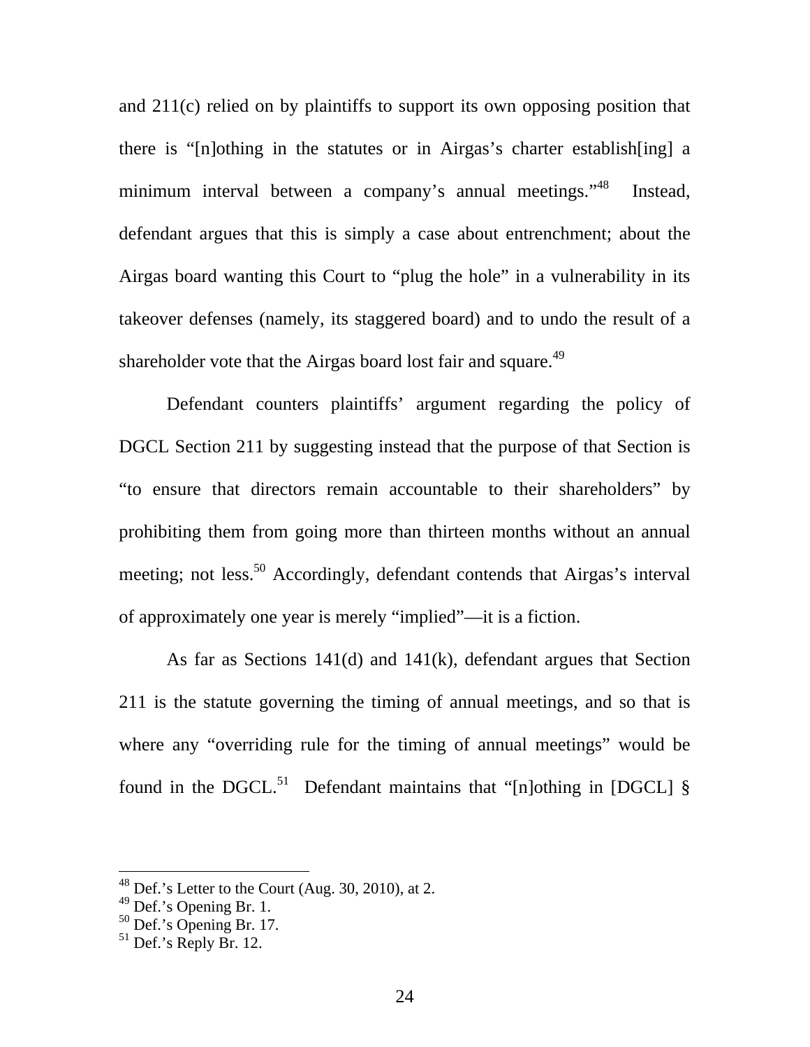and 211(c) relied on by plaintiffs to support its own opposing position that there is "[n]othing in the statutes or in Airgas's charter establish[ing] a minimum interval between a company's annual meetings."[48] Instead, defendant argues that this is simply a case about entrenchment; about the Airgas board wanting this Court to "plug the hole" in a vulnerability in its takeover defenses (namely, its staggered board) and to undo the result of a shareholder vote that the Airgas board lost fair and square.[49]

Defendant counters plaintiffs' argument regarding the policy of DGCL Section 211 by suggesting instead that the purpose of that Section is "to ensure that directors remain accountable to their shareholders" by prohibiting them from going more than thirteen months without an annual meeting; not less.[50] Accordingly, defendant contends that Airgas's interval of approximately one year is merely "implied"—it is a fiction.

As far as Sections 141(d) and 141(k), defendant argues that Section 211 is the statute governing the timing of annual meetings, and so that is where any "overriding rule for the timing of annual meetings" would be found in the DGCL.[51] Defendant maintains that "[n]othing in [DGCL] §

---

[48] Def.'s Letter to the Court (Aug. 30, 2010), at 2.
[49] Def.'s Opening Br. 1.
[50] Def.'s Opening Br. 17.
[51] Def.'s Reply Br. 12.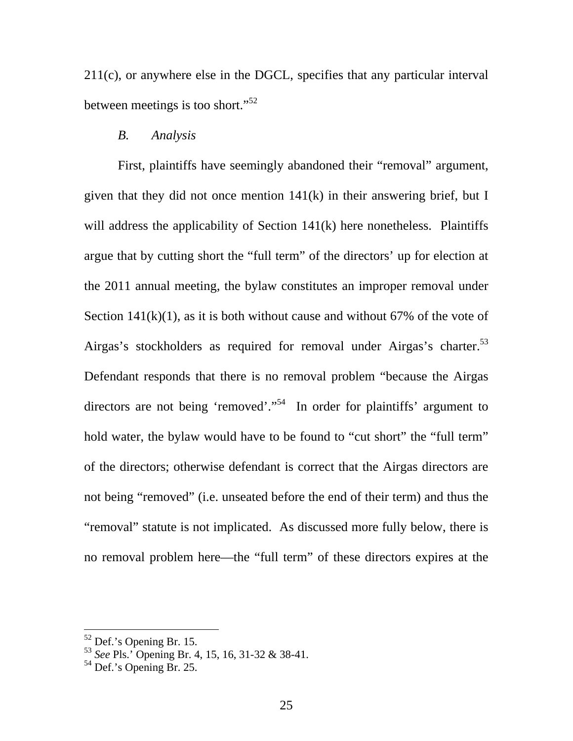211(c), or anywhere else in the DGCL, specifies that any particular interval between meetings is too short."[52]

*B. Analysis*

First, plaintiffs have seemingly abandoned their "removal" argument, given that they did not once mention 141(k) in their answering brief, but I will address the applicability of Section 141(k) here nonetheless. Plaintiffs argue that by cutting short the "full term" of the directors' up for election at the 2011 annual meeting, the bylaw constitutes an improper removal under Section 141(k)(1), as it is both without cause and without 67% of the vote of Airgas's stockholders as required for removal under Airgas's charter.[53] Defendant responds that there is no removal problem "because the Airgas directors are not being 'removed'."[54] In order for plaintiffs' argument to hold water, the bylaw would have to be found to "cut short" the "full term" of the directors; otherwise defendant is correct that the Airgas directors are not being "removed" (i.e. unseated before the end of their term) and thus the "removal" statute is not implicated. As discussed more fully below, there is no removal problem here—the "full term" of these directors expires at the

---

[52] Def.'s Opening Br. 15.

[53] *See* Pls.' Opening Br. 4, 15, 16, 31-32 & 38-41.

[54] Def.'s Opening Br. 25.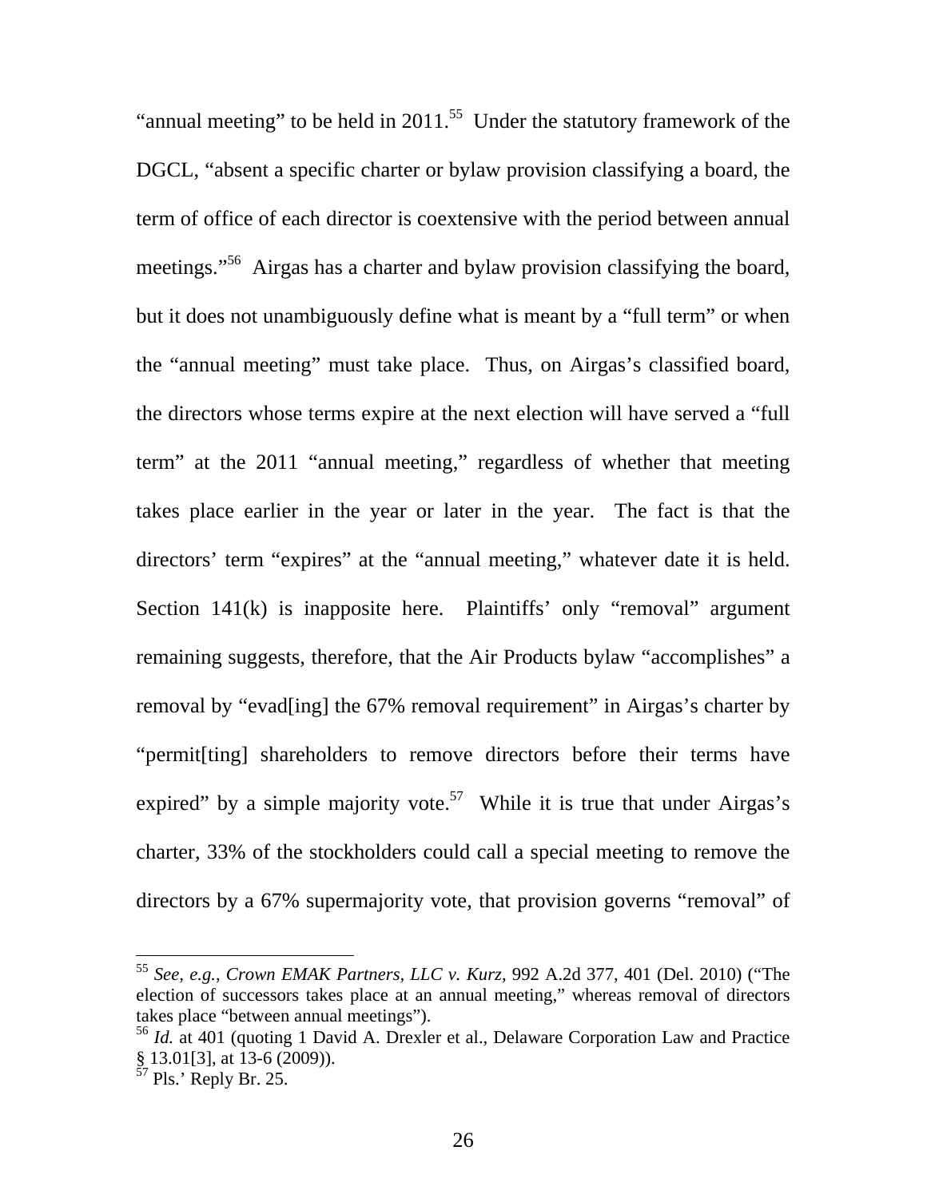"annual meeting" to be held in 2011.[55] Under the statutory framework of the DGCL, "absent a specific charter or bylaw provision classifying a board, the term of office of each director is coextensive with the period between annual meetings."[56] Airgas has a charter and bylaw provision classifying the board, but it does not unambiguously define what is meant by a "full term" or when the "annual meeting" must take place. Thus, on Airgas's classified board, the directors whose terms expire at the next election will have served a "full term" at the 2011 "annual meeting," regardless of whether that meeting takes place earlier in the year or later in the year. The fact is that the directors' term "expires" at the "annual meeting," whatever date it is held. Section 141(k) is inapposite here. Plaintiffs' only "removal" argument remaining suggests, therefore, that the Air Products bylaw "accomplishes" a removal by "evad[ing] the 67% removal requirement" in Airgas's charter by "permit[ting] shareholders to remove directors before their terms have expired" by a simple majority vote.[57] While it is true that under Airgas's charter, 33% of the stockholders could call a special meeting to remove the directors by a 67% supermajority vote, that provision governs "removal" of

---

[55] *See, e.g.*, *Crown EMAK Partners, LLC v. Kurz*, 992 A.2d 377, 401 (Del. 2010) ("The election of successors takes place at an annual meeting," whereas removal of directors takes place "between annual meetings").

[56] *Id.* at 401 (quoting 1 David A. Drexler et al., Delaware Corporation Law and Practice § 13.01[3], at 13-6 (2009)).

[57] Pls.' Reply Br. 25.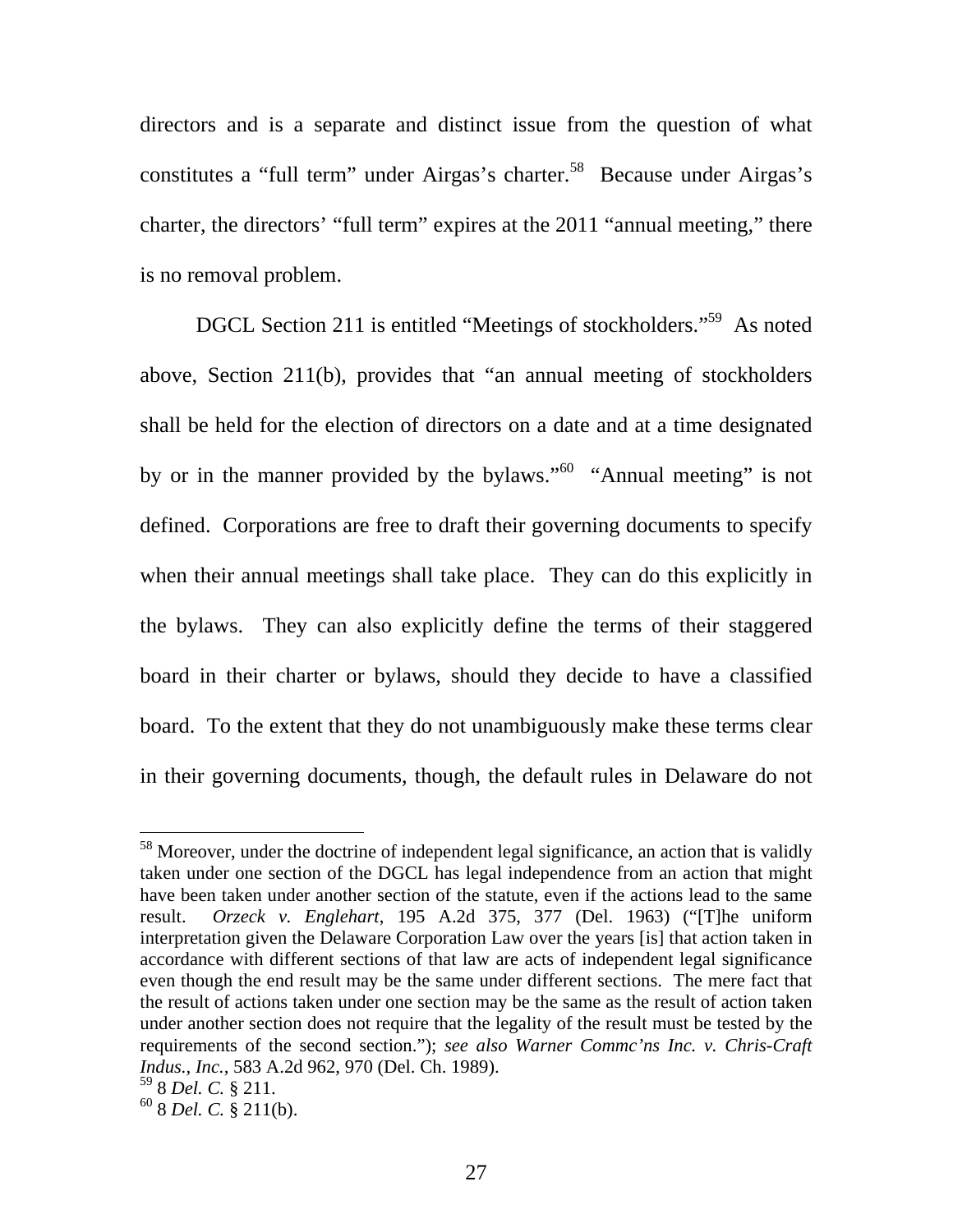directors and is a separate and distinct issue from the question of what constitutes a "full term" under Airgas's charter.[58] Because under Airgas's charter, the directors' "full term" expires at the 2011 "annual meeting," there is no removal problem.

DGCL Section 211 is entitled "Meetings of stockholders."[59] As noted above, Section 211(b), provides that "an annual meeting of stockholders shall be held for the election of directors on a date and at a time designated by or in the manner provided by the bylaws."[60] "Annual meeting" is not defined. Corporations are free to draft their governing documents to specify when their annual meetings shall take place. They can do this explicitly in the bylaws. They can also explicitly define the terms of their staggered board in their charter or bylaws, should they decide to have a classified board. To the extent that they do not unambiguously make these terms clear in their governing documents, though, the default rules in Delaware do not

---

[58] Moreover, under the doctrine of independent legal significance, an action that is validly taken under one section of the DGCL has legal independence from an action that might have been taken under another section of the statute, even if the actions lead to the same result. *Orzeck v. Englehart*, 195 A.2d 375, 377 (Del. 1963) ("[T]he uniform interpretation given the Delaware Corporation Law over the years [is] that action taken in accordance with different sections of that law are acts of independent legal significance even though the end result may be the same under different sections. The mere fact that the result of actions taken under one section may be the same as the result of action taken under another section does not require that the legality of the result must be tested by the requirements of the second section."); *see also Warner Commc'ns Inc. v. Chris-Craft Indus., Inc.*, 583 A.2d 962, 970 (Del. Ch. 1989).

[59] 8 *Del. C.* § 211.

[60] 8 *Del. C.* § 211(b).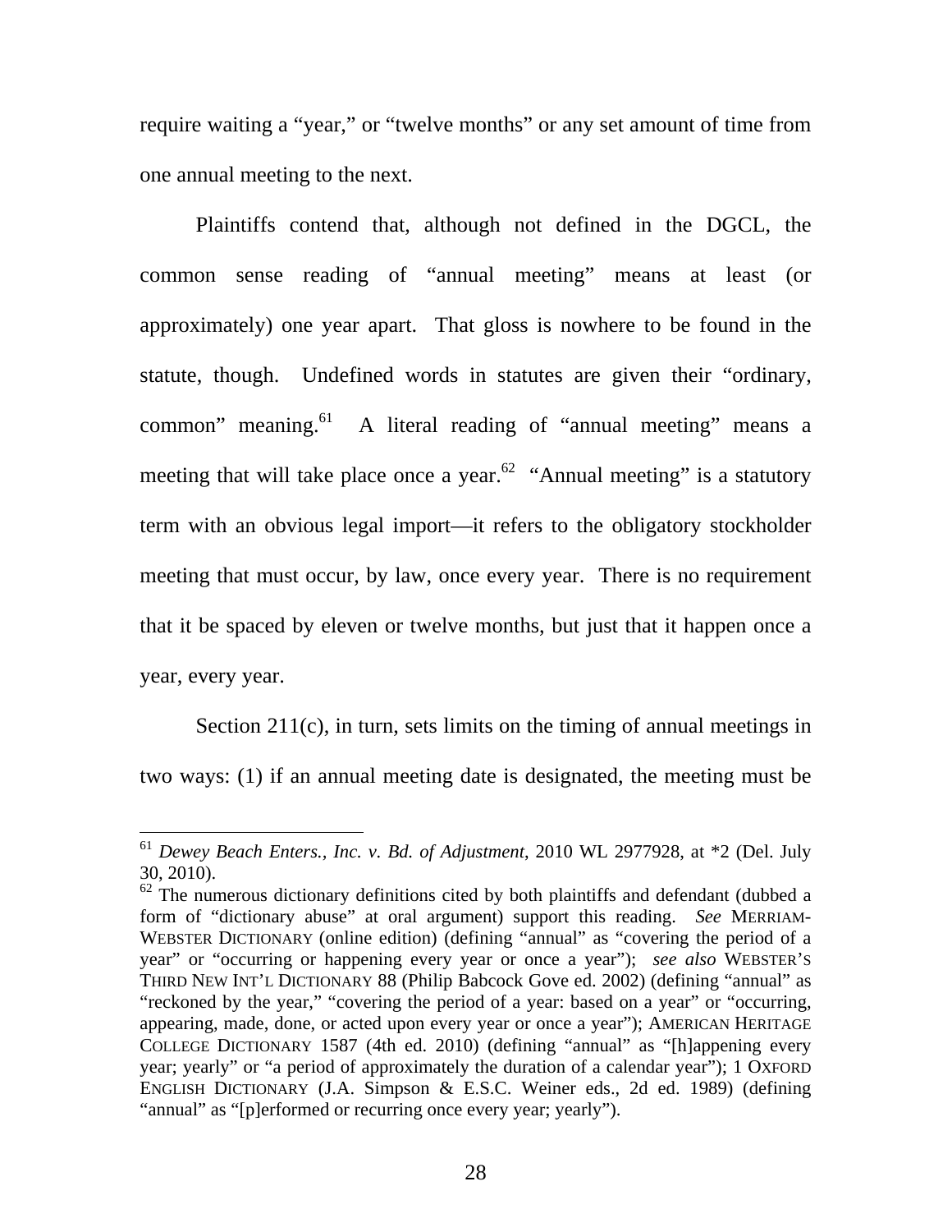require waiting a "year," or "twelve months" or any set amount of time from one annual meeting to the next.

Plaintiffs contend that, although not defined in the DGCL, the common sense reading of "annual meeting" means at least (or approximately) one year apart. That gloss is nowhere to be found in the statute, though. Undefined words in statutes are given their "ordinary, common" meaning.[61] A literal reading of "annual meeting" means a meeting that will take place once a year.[62] "Annual meeting" is a statutory term with an obvious legal import—it refers to the obligatory stockholder meeting that must occur, by law, once every year. There is no requirement that it be spaced by eleven or twelve months, but just that it happen once a year, every year.

Section 211(c), in turn, sets limits on the timing of annual meetings in two ways: (1) if an annual meeting date is designated, the meeting must be

---

[61] *Dewey Beach Enters., Inc. v. Bd. of Adjustment*, 2010 WL 2977928, at *2 (Del. July 30, 2010).

[62] The numerous dictionary definitions cited by both plaintiffs and defendant (dubbed a form of "dictionary abuse" at oral argument) support this reading. *See* MERRIAM-WEBSTER DICTIONARY (online edition) (defining "annual" as "covering the period of a year" or "occurring or happening every year or once a year"); *see also* WEBSTER'S THIRD NEW INT'L DICTIONARY 88 (Philip Babcock Gove ed. 2002) (defining "annual" as "reckoned by the year," "covering the period of a year: based on a year" or "occurring, appearing, made, done, or acted upon every year or once a year"); AMERICAN HERITAGE COLLEGE DICTIONARY 1587 (4th ed. 2010) (defining "annual" as "[h]appening every year; yearly" or "a period of approximately the duration of a calendar year"); 1 OXFORD ENGLISH DICTIONARY (J.A. Simpson & E.S.C. Weiner eds., 2d ed. 1989) (defining "annual" as "[p]erformed or recurring once every year; yearly").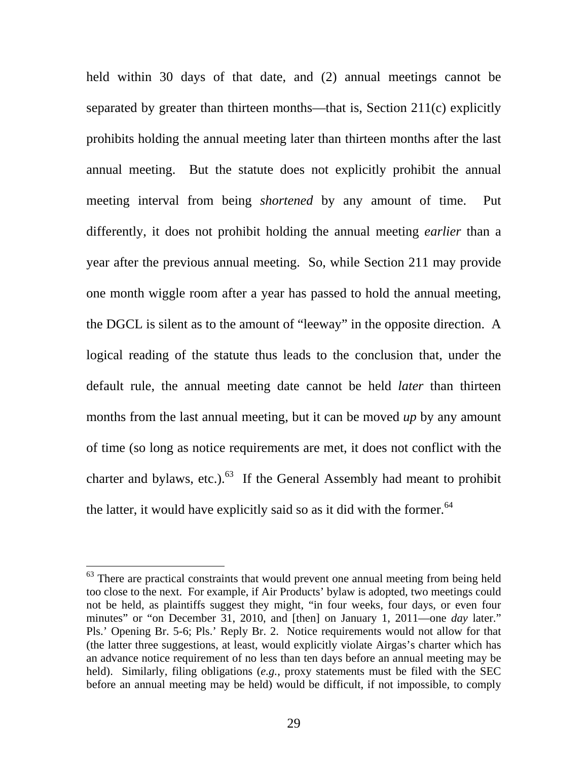held within 30 days of that date, and (2) annual meetings cannot be separated by greater than thirteen months—that is, Section 211(c) explicitly prohibits holding the annual meeting later than thirteen months after the last annual meeting. But the statute does not explicitly prohibit the annual meeting interval from being *shortened* by any amount of time. Put differently, it does not prohibit holding the annual meeting *earlier* than a year after the previous annual meeting. So, while Section 211 may provide one month wiggle room after a year has passed to hold the annual meeting, the DGCL is silent as to the amount of "leeway" in the opposite direction. A logical reading of the statute thus leads to the conclusion that, under the default rule, the annual meeting date cannot be held *later* than thirteen months from the last annual meeting, but it can be moved *up* by any amount of time (so long as notice requirements are met, it does not conflict with the charter and bylaws, etc.).[63] If the General Assembly had meant to prohibit the latter, it would have explicitly said so as it did with the former.[64]

---

[63] There are practical constraints that would prevent one annual meeting from being held too close to the next. For example, if Air Products' bylaw is adopted, two meetings could not be held, as plaintiffs suggest they might, "in four weeks, four days, or even four minutes" or "on December 31, 2010, and [then] on January 1, 2011—one *day* later." Pls.' Opening Br. 5-6; Pls.' Reply Br. 2. Notice requirements would not allow for that (the latter three suggestions, at least, would explicitly violate Airgas's charter which has an advance notice requirement of no less than ten days before an annual meeting may be held). Similarly, filing obligations (*e.g.*, proxy statements must be filed with the SEC before an annual meeting may be held) would be difficult, if not impossible, to comply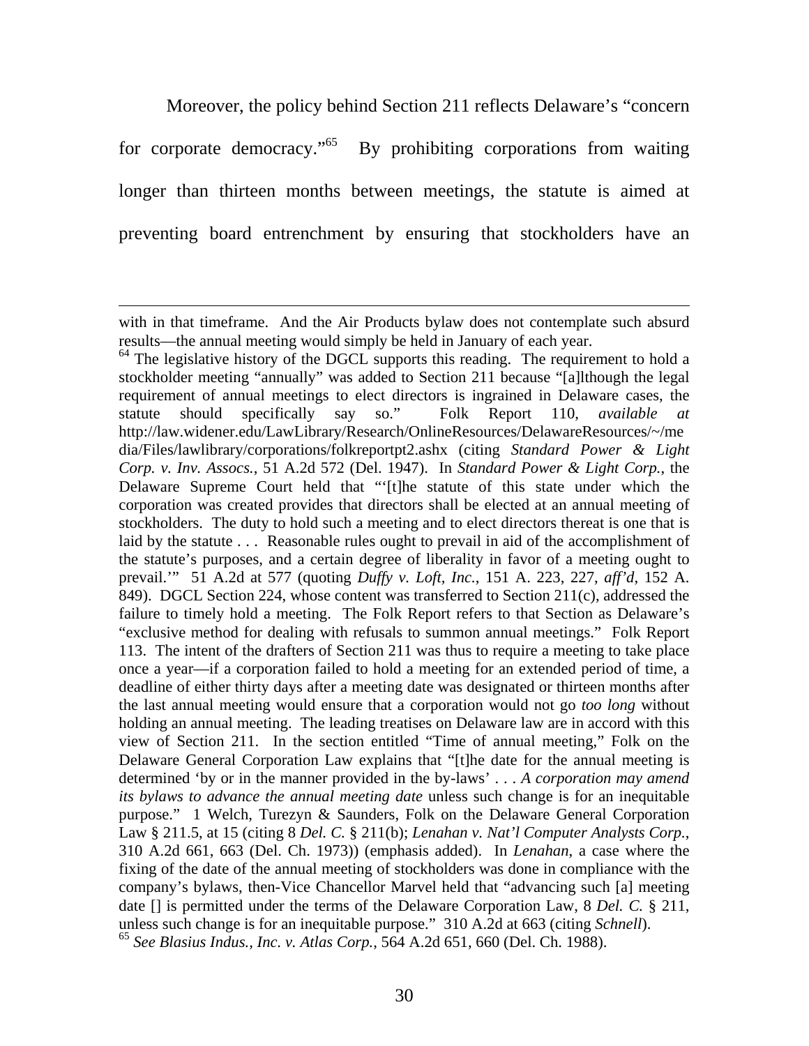Moreover, the policy behind Section 211 reflects Delaware's "concern for corporate democracy."[65] By prohibiting corporations from waiting longer than thirteen months between meetings, the statute is aimed at preventing board entrenchment by ensuring that stockholders have an

---

with in that timeframe. And the Air Products bylaw does not contemplate such absurd results—the annual meeting would simply be held in January of each year.

[64] The legislative history of the DGCL supports this reading. The requirement to hold a stockholder meeting "annually" was added to Section 211 because "[a]lthough the legal requirement of annual meetings to elect directors is ingrained in Delaware cases, the statute should specifically say so." Folk Report 110, *available at* http://law.widener.edu/LawLibrary/Research/OnlineResources/DelawareResources/~/media/Files/lawlibrary/corporations/folkreportpt2.ashx (citing *Standard Power & Light Corp. v. Inv. Assocs.*, 51 A.2d 572 (Del. 1947). In *Standard Power & Light Corp.*, the Delaware Supreme Court held that "'[t]he statute of this state under which the corporation was created provides that directors shall be elected at an annual meeting of stockholders. The duty to hold such a meeting and to elect directors thereat is one that is laid by the statute . . . Reasonable rules ought to prevail in aid of the accomplishment of the statute's purposes, and a certain degree of liberality in favor of a meeting ought to prevail.'" 51 A.2d at 577 (quoting *Duffy v. Loft, Inc.*, 151 A. 223, 227, *aff'd*, 152 A. 849). DGCL Section 224, whose content was transferred to Section 211(c), addressed the failure to timely hold a meeting. The Folk Report refers to that Section as Delaware's "exclusive method for dealing with refusals to summon annual meetings." Folk Report 113. The intent of the drafters of Section 211 was thus to require a meeting to take place once a year—if a corporation failed to hold a meeting for an extended period of time, a deadline of either thirty days after a meeting date was designated or thirteen months after the last annual meeting would ensure that a corporation would not go *too long* without holding an annual meeting. The leading treatises on Delaware law are in accord with this view of Section 211. In the section entitled "Time of annual meeting," Folk on the Delaware General Corporation Law explains that "[t]he date for the annual meeting is determined 'by or in the manner provided in the by-laws' . . . *A corporation may amend its bylaws to advance the annual meeting date* unless such change is for an inequitable purpose." 1 Welch, Turezyn & Saunders, Folk on the Delaware General Corporation Law § 211.5, at 15 (citing 8 *Del. C.* § 211(b); *Lenahan v. Nat'l Computer Analysts Corp.*, 310 A.2d 661, 663 (Del. Ch. 1973)) (emphasis added). In *Lenahan*, a case where the fixing of the date of the annual meeting of stockholders was done in compliance with the company's bylaws, then-Vice Chancellor Marvel held that "advancing such [a] meeting date [] is permitted under the terms of the Delaware Corporation Law, 8 *Del. C.* § 211, unless such change is for an inequitable purpose." 310 A.2d at 663 (citing *Schnell*).

[65] *See Blasius Indus., Inc. v. Atlas Corp.*, 564 A.2d 651, 660 (Del. Ch. 1988).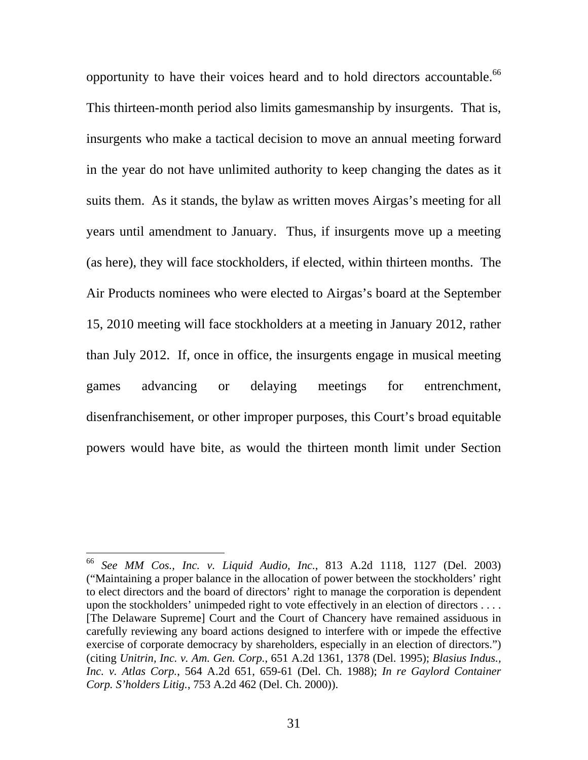opportunity to have their voices heard and to hold directors accountable.[66] This thirteen-month period also limits gamesmanship by insurgents. That is, insurgents who make a tactical decision to move an annual meeting forward in the year do not have unlimited authority to keep changing the dates as it suits them. As it stands, the bylaw as written moves Airgas's meeting for all years until amendment to January. Thus, if insurgents move up a meeting (as here), they will face stockholders, if elected, within thirteen months. The Air Products nominees who were elected to Airgas's board at the September 15, 2010 meeting will face stockholders at a meeting in January 2012, rather than July 2012. If, once in office, the insurgents engage in musical meeting games advancing or delaying meetings for entrenchment, disenfranchisement, or other improper purposes, this Court's broad equitable powers would have bite, as would the thirteen month limit under Section

---

[66] *See MM Cos., Inc. v. Liquid Audio, Inc.*, 813 A.2d 1118, 1127 (Del. 2003) ("Maintaining a proper balance in the allocation of power between the stockholders' right to elect directors and the board of directors' right to manage the corporation is dependent upon the stockholders' unimpeded right to vote effectively in an election of directors . . . . [The Delaware Supreme] Court and the Court of Chancery have remained assiduous in carefully reviewing any board actions designed to interfere with or impede the effective exercise of corporate democracy by shareholders, especially in an election of directors.") (citing *Unitrin, Inc. v. Am. Gen. Corp.*, 651 A.2d 1361, 1378 (Del. 1995); *Blasius Indus., Inc. v. Atlas Corp.*, 564 A.2d 651, 659-61 (Del. Ch. 1988); *In re Gaylord Container Corp. S'holders Litig.*, 753 A.2d 462 (Del. Ch. 2000)).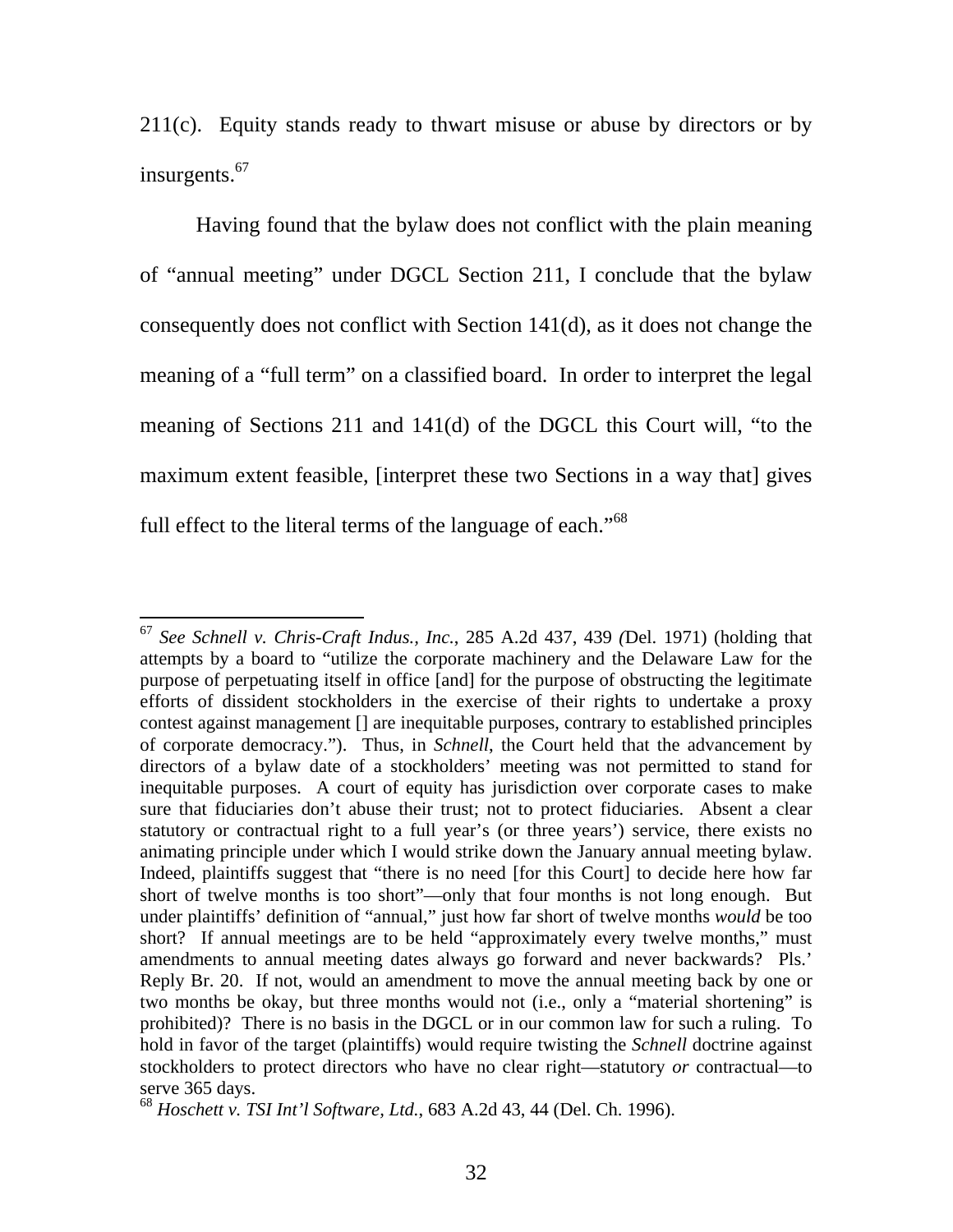211(c). Equity stands ready to thwart misuse or abuse by directors or by insurgents.[67]

Having found that the bylaw does not conflict with the plain meaning of "annual meeting" under DGCL Section 211, I conclude that the bylaw consequently does not conflict with Section 141(d), as it does not change the meaning of a "full term" on a classified board. In order to interpret the legal meaning of Sections 211 and 141(d) of the DGCL this Court will, "to the maximum extent feasible, [interpret these two Sections in a way that] gives full effect to the literal terms of the language of each."[68]

---

[67] *See Schnell v. Chris-Craft Indus., Inc.*, 285 A.2d 437, 439 (Del. 1971) (holding that attempts by a board to "utilize the corporate machinery and the Delaware Law for the purpose of perpetuating itself in office [and] for the purpose of obstructing the legitimate efforts of dissident stockholders in the exercise of their rights to undertake a proxy contest against management [] are inequitable purposes, contrary to established principles of corporate democracy."). Thus, in *Schnell*, the Court held that the advancement by directors of a bylaw date of a stockholders' meeting was not permitted to stand for inequitable purposes. A court of equity has jurisdiction over corporate cases to make sure that fiduciaries don't abuse their trust; not to protect fiduciaries. Absent a clear statutory or contractual right to a full year's (or three years') service, there exists no animating principle under which I would strike down the January annual meeting bylaw. Indeed, plaintiffs suggest that "there is no need [for this Court] to decide here how far short of twelve months is too short"—only that four months is not long enough. But under plaintiffs' definition of "annual," just how far short of twelve months *would* be too short? If annual meetings are to be held "approximately every twelve months," must amendments to annual meeting dates always go forward and never backwards? Pls.' Reply Br. 20. If not, would an amendment to move the annual meeting back by one or two months be okay, but three months would not (i.e., only a "material shortening" is prohibited)? There is no basis in the DGCL or in our common law for such a ruling. To hold in favor of the target (plaintiffs) would require twisting the *Schnell* doctrine against stockholders to protect directors who have no clear right—statutory *or* contractual—to serve 365 days.

[68] *Hoschett v. TSI Int'l Software, Ltd.*, 683 A.2d 43, 44 (Del. Ch. 1996).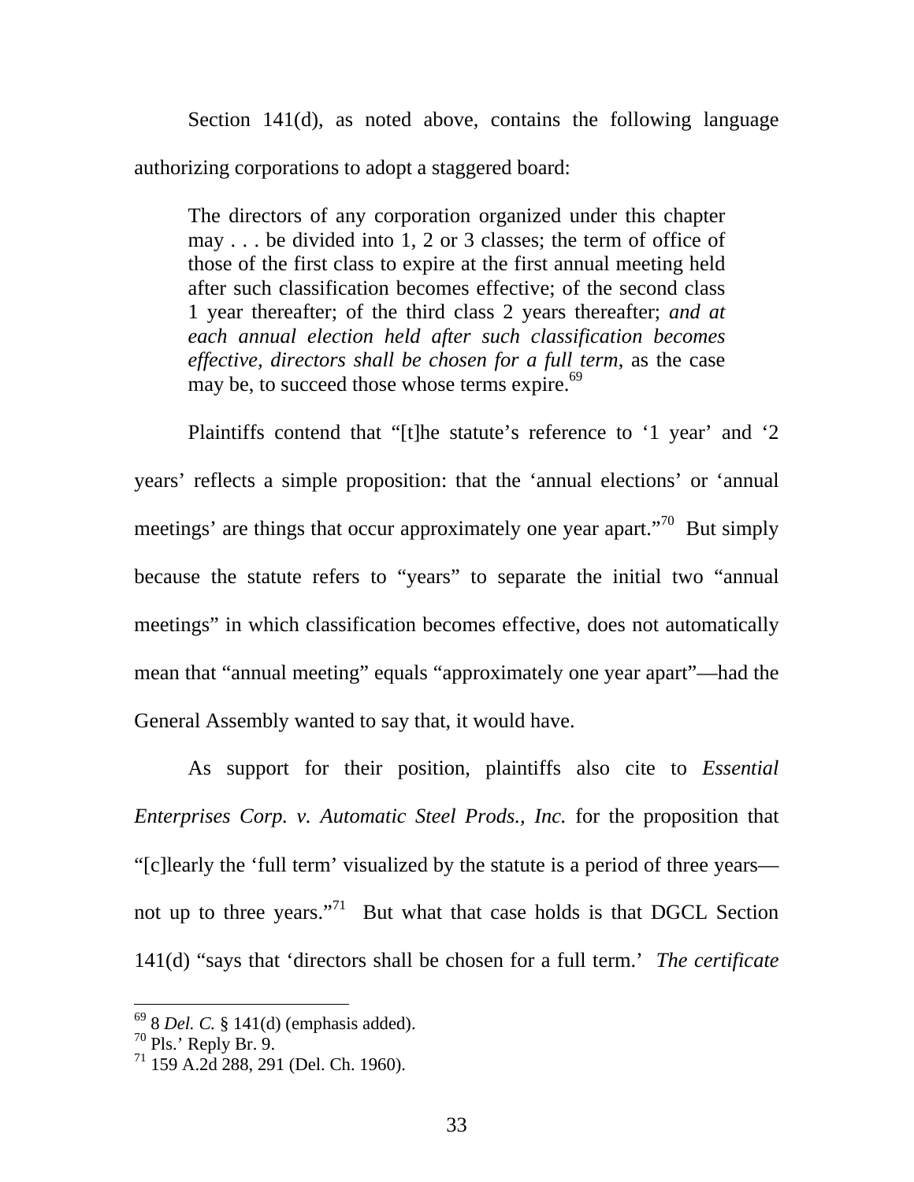Section 141(d), as noted above, contains the following language authorizing corporations to adopt a staggered board:

> The directors of any corporation organized under this chapter may . . . be divided into 1, 2 or 3 classes; the term of office of those of the first class to expire at the first annual meeting held after such classification becomes effective; of the second class 1 year thereafter; of the third class 2 years thereafter; *and at each annual election held after such classification becomes effective, directors shall be chosen for a full term*, as the case may be, to succeed those whose terms expire.[69]

Plaintiffs contend that "[t]he statute's reference to '1 year' and '2 years' reflects a simple proposition: that the 'annual elections' or 'annual meetings' are things that occur approximately one year apart."[70] But simply because the statute refers to "years" to separate the initial two "annual meetings" in which classification becomes effective, does not automatically mean that "annual meeting" equals "approximately one year apart"—had the General Assembly wanted to say that, it would have.

As support for their position, plaintiffs also cite to *Essential Enterprises Corp. v. Automatic Steel Prods., Inc.* for the proposition that "[c]learly the 'full term' visualized by the statute is a period of three years—not up to three years."[71] But what that case holds is that DGCL Section 141(d) "says that 'directors shall be chosen for a full term.' *The certificate*

---

[69] 8 *Del. C.* § 141(d) (emphasis added).

[70] Pls.' Reply Br. 9.

[71] 159 A.2d 288, 291 (Del. Ch. 1960).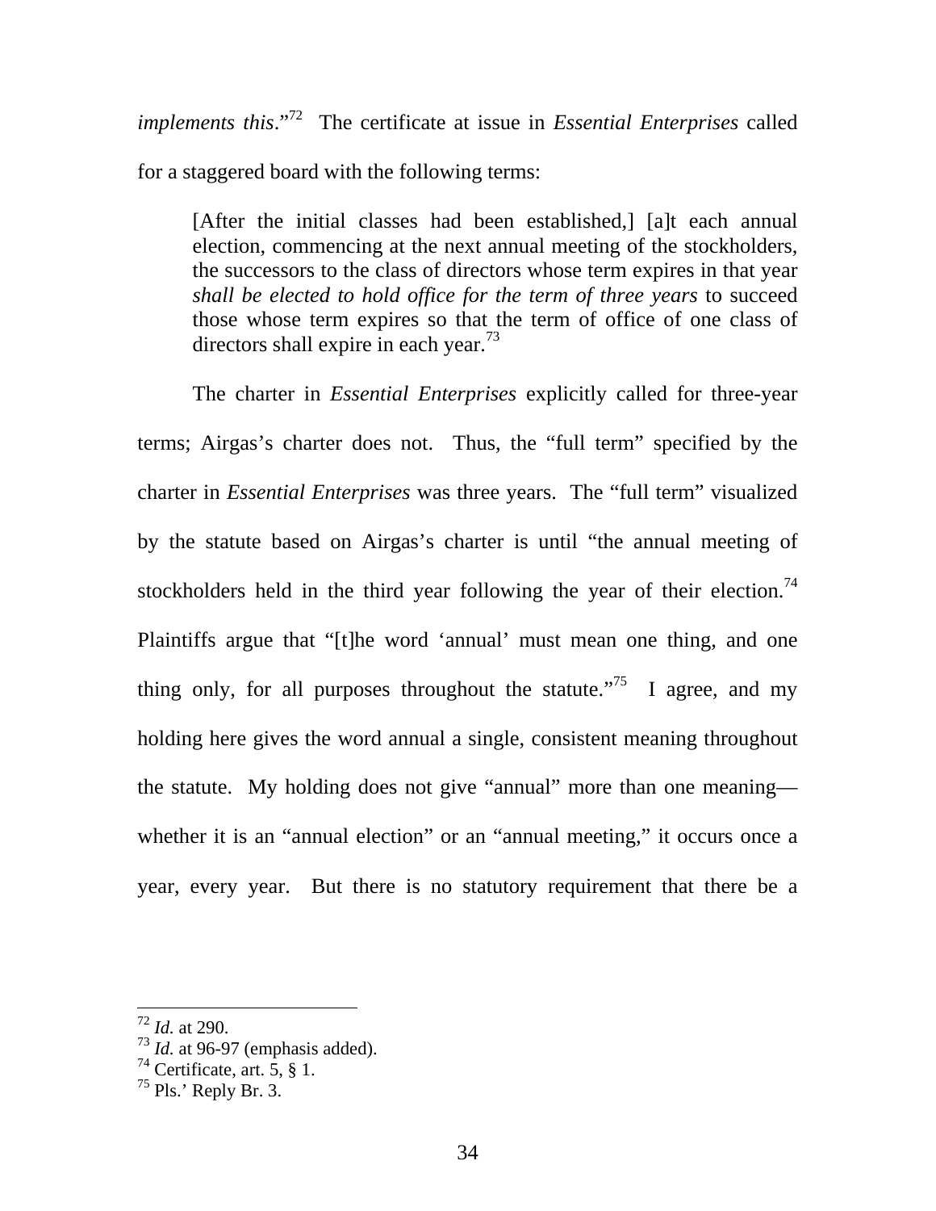*implements this*."[72] The certificate at issue in *Essential Enterprises* called for a staggered board with the following terms:

> [After the initial classes had been established,] [a]t each annual election, commencing at the next annual meeting of the stockholders, the successors to the class of directors whose term expires in that year *shall be elected to hold office for the term of three years* to succeed those whose term expires so that the term of office of one class of directors shall expire in each year.[73]

The charter in *Essential Enterprises* explicitly called for three-year terms; Airgas's charter does not. Thus, the "full term" specified by the charter in *Essential Enterprises* was three years. The "full term" visualized by the statute based on Airgas's charter is until "the annual meeting of stockholders held in the third year following the year of their election.[74] Plaintiffs argue that "[t]he word 'annual' must mean one thing, and one thing only, for all purposes throughout the statute."[75] I agree, and my holding here gives the word annual a single, consistent meaning throughout the statute. My holding does not give "annual" more than one meaning—whether it is an "annual election" or an "annual meeting," it occurs once a year, every year. But there is no statutory requirement that there be a

---

[72] *Id.* at 290.
[73] *Id.* at 96-97 (emphasis added).
[74] Certificate, art. 5, § 1.
[75] Pls.' Reply Br. 3.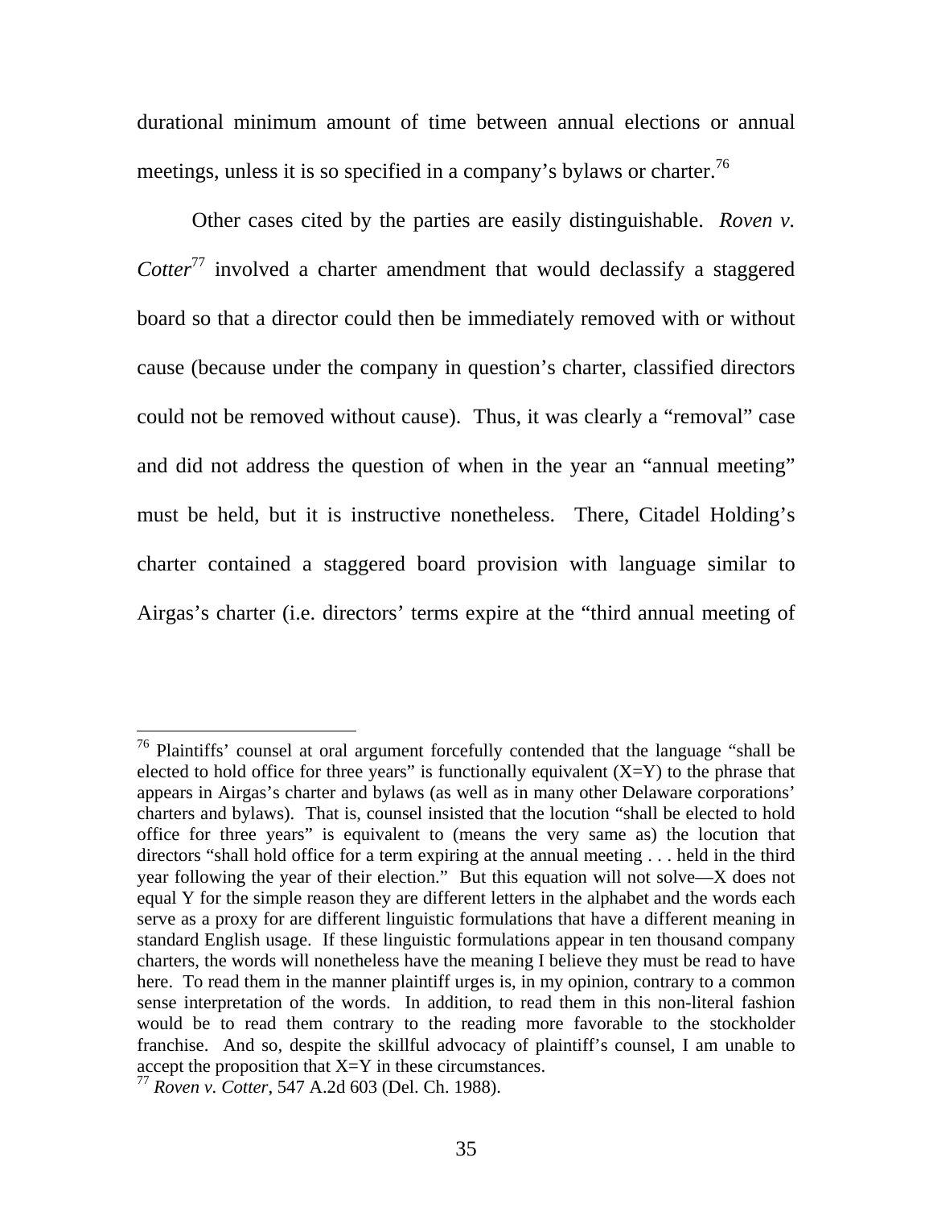durational minimum amount of time between annual elections or annual meetings, unless it is so specified in a company's bylaws or charter.[76]

Other cases cited by the parties are easily distinguishable. *Roven v. Cotter*[77] involved a charter amendment that would declassify a staggered board so that a director could then be immediately removed with or without cause (because under the company in question's charter, classified directors could not be removed without cause). Thus, it was clearly a "removal" case and did not address the question of when in the year an "annual meeting" must be held, but it is instructive nonetheless. There, Citadel Holding's charter contained a staggered board provision with language similar to Airgas's charter (i.e. directors' terms expire at the "third annual meeting of

---

[76] Plaintiffs' counsel at oral argument forcefully contended that the language "shall be elected to hold office for three years" is functionally equivalent (X=Y) to the phrase that appears in Airgas's charter and bylaws (as well as in many other Delaware corporations' charters and bylaws). That is, counsel insisted that the locution "shall be elected to hold office for three years" is equivalent to (means the very same as) the locution that directors "shall hold office for a term expiring at the annual meeting . . . held in the third year following the year of their election." But this equation will not solve—X does not equal Y for the simple reason they are different letters in the alphabet and the words each serve as a proxy for are different linguistic formulations that have a different meaning in standard English usage. If these linguistic formulations appear in ten thousand company charters, the words will nonetheless have the meaning I believe they must be read to have here. To read them in the manner plaintiff urges is, in my opinion, contrary to a common sense interpretation of the words. In addition, to read them in this non-literal fashion would be to read them contrary to the reading more favorable to the stockholder franchise. And so, despite the skillful advocacy of plaintiff's counsel, I am unable to accept the proposition that X=Y in these circumstances.

[77] *Roven v. Cotter*, 547 A.2d 603 (Del. Ch. 1988).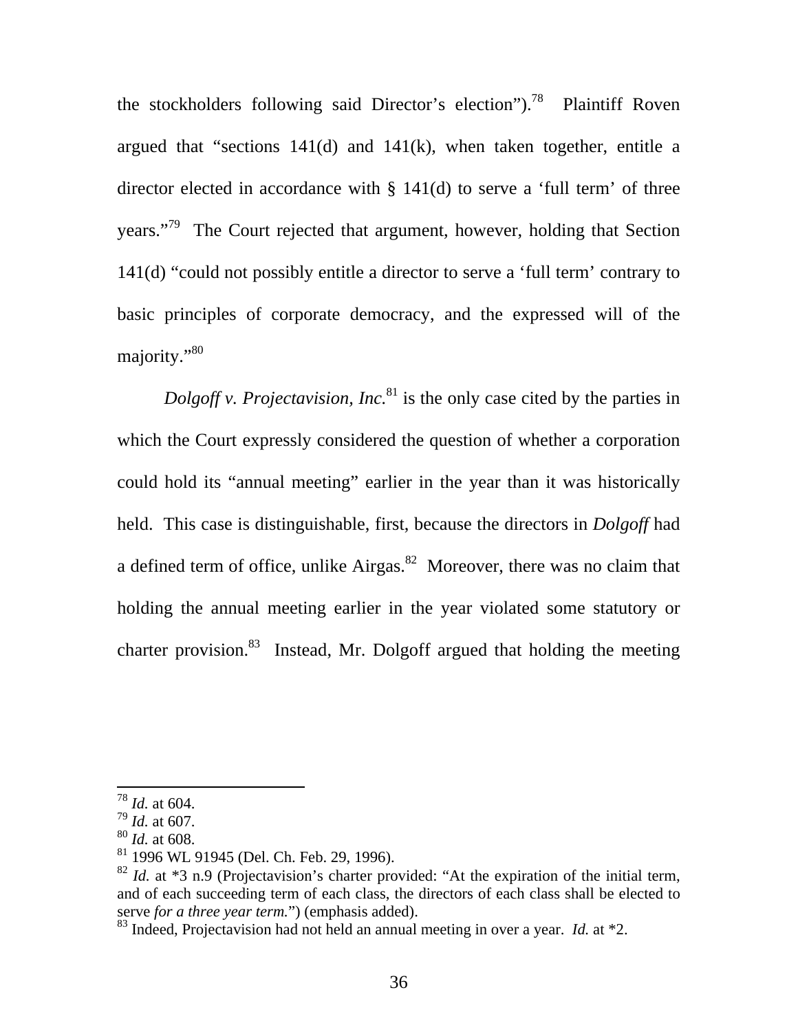the stockholders following said Director's election").[78] Plaintiff Roven argued that "sections 141(d) and 141(k), when taken together, entitle a director elected in accordance with § 141(d) to serve a 'full term' of three years."[79] The Court rejected that argument, however, holding that Section 141(d) "could not possibly entitle a director to serve a 'full term' contrary to basic principles of corporate democracy, and the expressed will of the majority."[80]

*Dolgoff v. Projectavision, Inc.*[81] is the only case cited by the parties in which the Court expressly considered the question of whether a corporation could hold its "annual meeting" earlier in the year than it was historically held. This case is distinguishable, first, because the directors in *Dolgoff* had a defined term of office, unlike Airgas.[82] Moreover, there was no claim that holding the annual meeting earlier in the year violated some statutory or charter provision.[83] Instead, Mr. Dolgoff argued that holding the meeting

---

[78] *Id.* at 604.

[79] *Id.* at 607.

[80] *Id.* at 608.

[81] 1996 WL 91945 (Del. Ch. Feb. 29, 1996).

[82] *Id.* at *3 n.9 (Projectavision's charter provided: "At the expiration of the initial term, and of each succeeding term of each class, the directors of each class shall be elected to serve *for a three year term.*") (emphasis added).

[83] Indeed, Projectavision had not held an annual meeting in over a year. *Id.* at *2.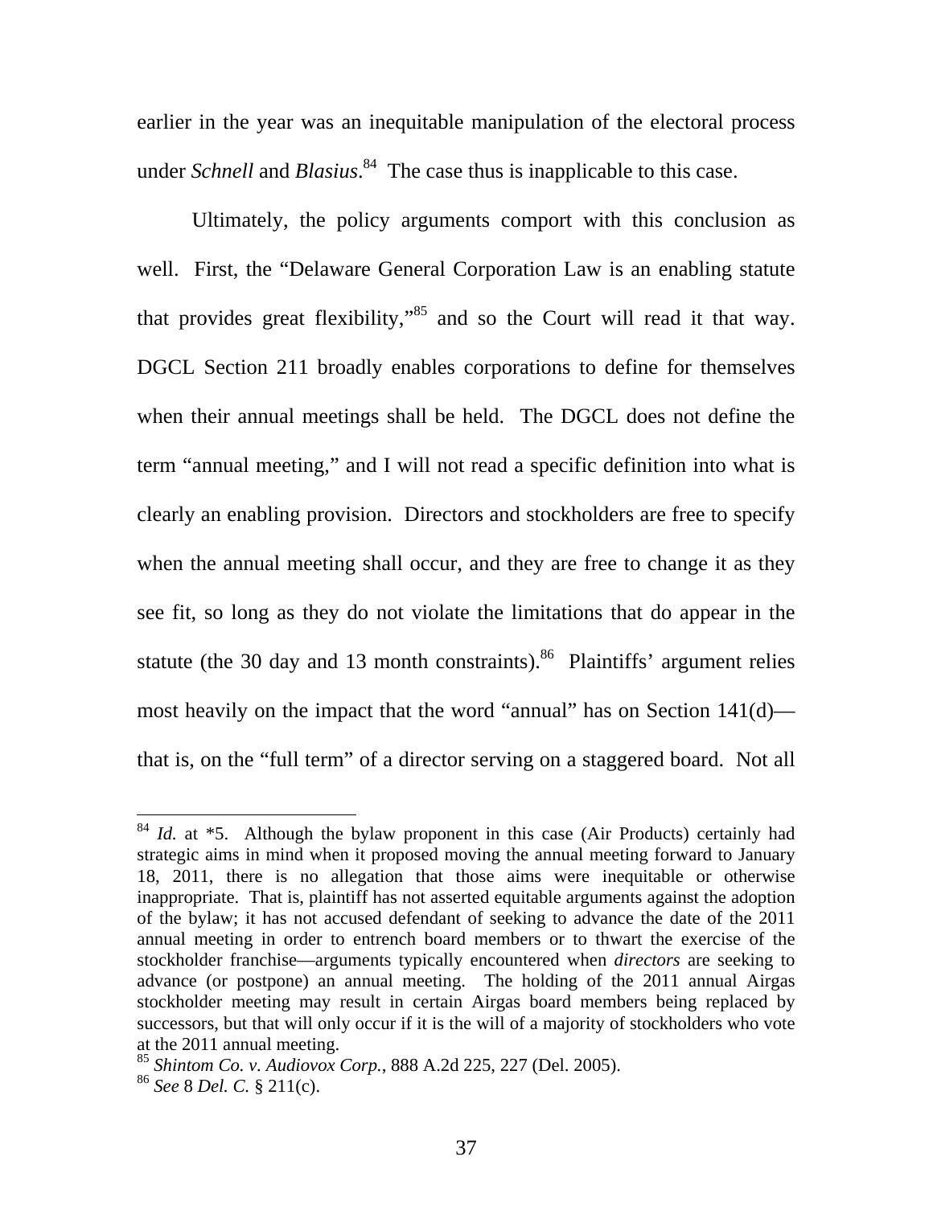earlier in the year was an inequitable manipulation of the electoral process under *Schnell* and *Blasius*.[84] The case thus is inapplicable to this case.

Ultimately, the policy arguments comport with this conclusion as well. First, the "Delaware General Corporation Law is an enabling statute that provides great flexibility,"[85] and so the Court will read it that way. DGCL Section 211 broadly enables corporations to define for themselves when their annual meetings shall be held. The DGCL does not define the term "annual meeting," and I will not read a specific definition into what is clearly an enabling provision. Directors and stockholders are free to specify when the annual meeting shall occur, and they are free to change it as they see fit, so long as they do not violate the limitations that do appear in the statute (the 30 day and 13 month constraints).[86] Plaintiffs' argument relies most heavily on the impact that the word "annual" has on Section 141(d)—that is, on the "full term" of a director serving on a staggered board. Not all

---

[84] *Id.* at *5. Although the bylaw proponent in this case (Air Products) certainly had strategic aims in mind when it proposed moving the annual meeting forward to January 18, 2011, there is no allegation that those aims were inequitable or otherwise inappropriate. That is, plaintiff has not asserted equitable arguments against the adoption of the bylaw; it has not accused defendant of seeking to advance the date of the 2011 annual meeting in order to entrench board members or to thwart the exercise of the stockholder franchise—arguments typically encountered when *directors* are seeking to advance (or postpone) an annual meeting. The holding of the 2011 annual Airgas stockholder meeting may result in certain Airgas board members being replaced by successors, but that will only occur if it is the will of a majority of stockholders who vote at the 2011 annual meeting.

[85] *Shintom Co. v. Audiovox Corp.*, 888 A.2d 225, 227 (Del. 2005).

[86] *See* 8 *Del. C.* § 211(c).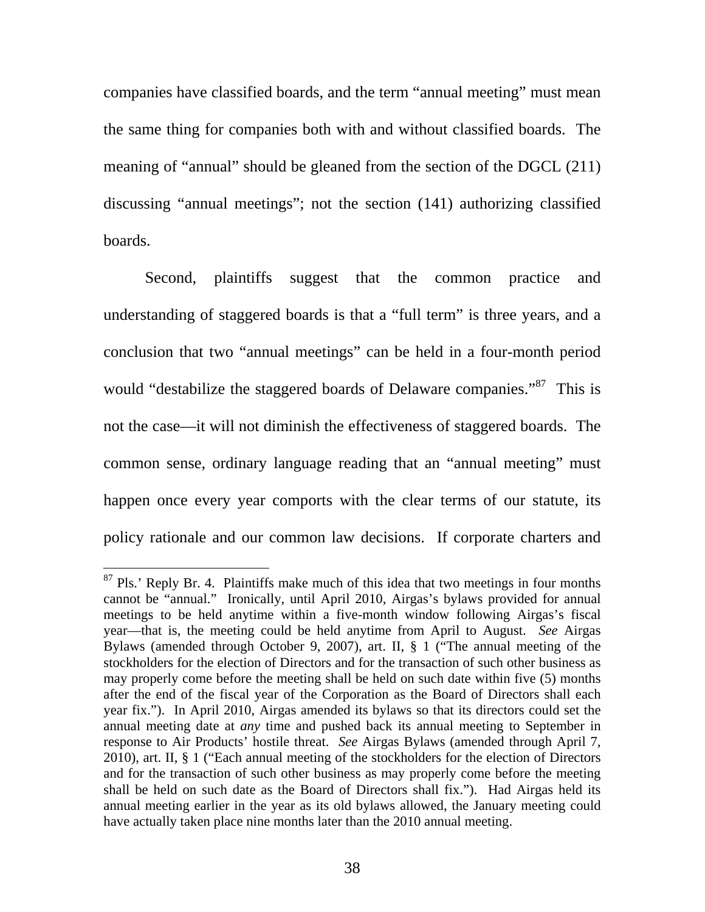companies have classified boards, and the term "annual meeting" must mean the same thing for companies both with and without classified boards. The meaning of "annual" should be gleaned from the section of the DGCL (211) discussing "annual meetings"; not the section (141) authorizing classified boards.

Second, plaintiffs suggest that the common practice and understanding of staggered boards is that a "full term" is three years, and a conclusion that two "annual meetings" can be held in a four-month period would "destabilize the staggered boards of Delaware companies."[87] This is not the case—it will not diminish the effectiveness of staggered boards. The common sense, ordinary language reading that an "annual meeting" must happen once every year comports with the clear terms of our statute, its policy rationale and our common law decisions. If corporate charters and

---

[87] Pls.' Reply Br. 4. Plaintiffs make much of this idea that two meetings in four months cannot be "annual." Ironically, until April 2010, Airgas's bylaws provided for annual meetings to be held anytime within a five-month window following Airgas's fiscal year—that is, the meeting could be held anytime from April to August. *See* Airgas Bylaws (amended through October 9, 2007), art. II, § 1 ("The annual meeting of the stockholders for the election of Directors and for the transaction of such other business as may properly come before the meeting shall be held on such date within five (5) months after the end of the fiscal year of the Corporation as the Board of Directors shall each year fix."). In April 2010, Airgas amended its bylaws so that its directors could set the annual meeting date at *any* time and pushed back its annual meeting to September in response to Air Products' hostile threat. *See* Airgas Bylaws (amended through April 7, 2010), art. II, § 1 ("Each annual meeting of the stockholders for the election of Directors and for the transaction of such other business as may properly come before the meeting shall be held on such date as the Board of Directors shall fix."). Had Airgas held its annual meeting earlier in the year as its old bylaws allowed, the January meeting could have actually taken place nine months later than the 2010 annual meeting.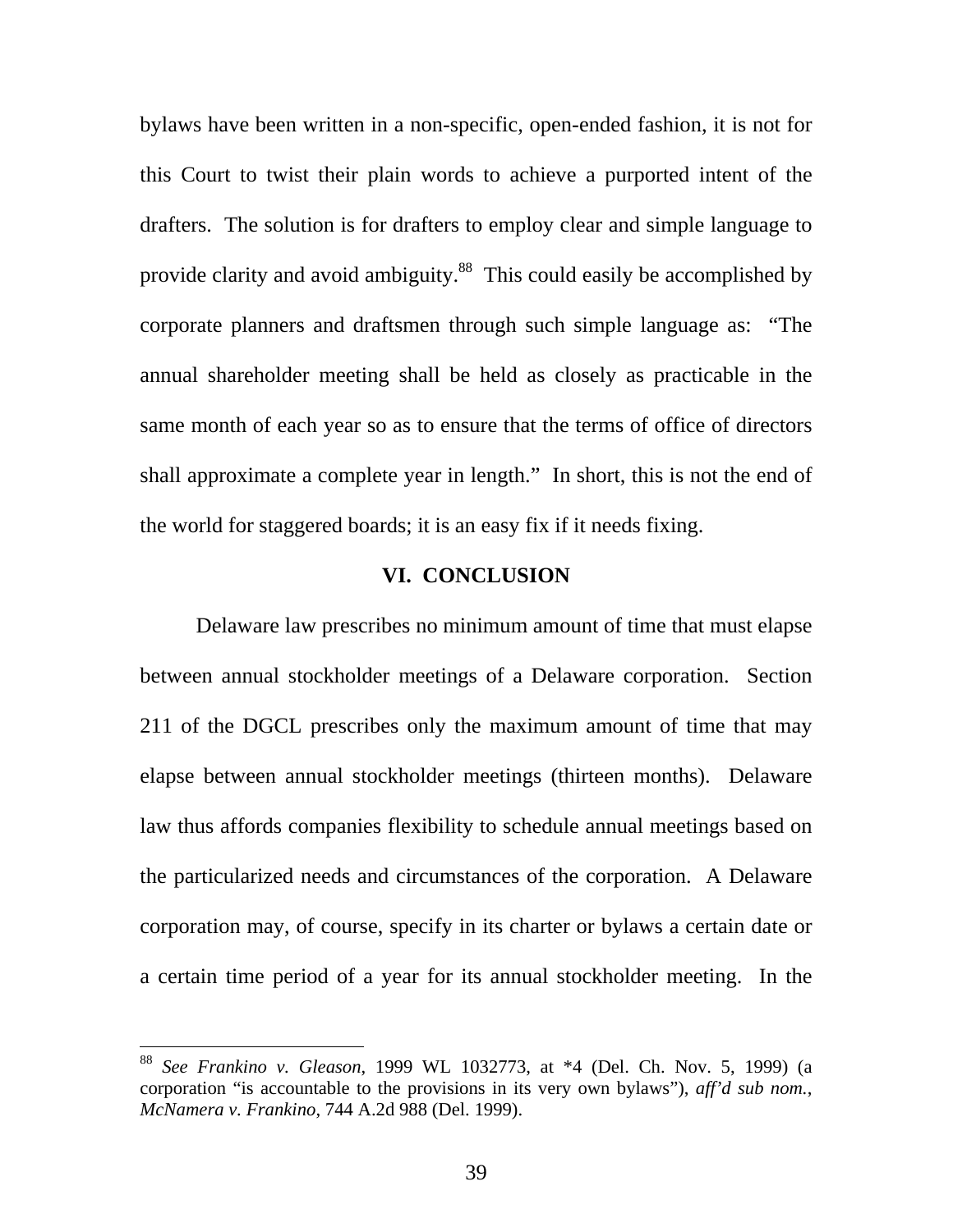bylaws have been written in a non-specific, open-ended fashion, it is not for this Court to twist their plain words to achieve a purported intent of the drafters. The solution is for drafters to employ clear and simple language to provide clarity and avoid ambiguity.[88] This could easily be accomplished by corporate planners and draftsmen through such simple language as: "The annual shareholder meeting shall be held as closely as practicable in the same month of each year so as to ensure that the terms of office of directors shall approximate a complete year in length." In short, this is not the end of the world for staggered boards; it is an easy fix if it needs fixing.

## VI. CONCLUSION

Delaware law prescribes no minimum amount of time that must elapse between annual stockholder meetings of a Delaware corporation. Section 211 of the DGCL prescribes only the maximum amount of time that may elapse between annual stockholder meetings (thirteen months). Delaware law thus affords companies flexibility to schedule annual meetings based on the particularized needs and circumstances of the corporation. A Delaware corporation may, of course, specify in its charter or bylaws a certain date or a certain time period of a year for its annual stockholder meeting. In the

---

[88] *See Frankino v. Gleason*, 1999 WL 1032773, at *4 (Del. Ch. Nov. 5, 1999) (a corporation "is accountable to the provisions in its very own bylaws"), *aff'd sub nom.*, *McNamera v. Frankino*, 744 A.2d 988 (Del. 1999).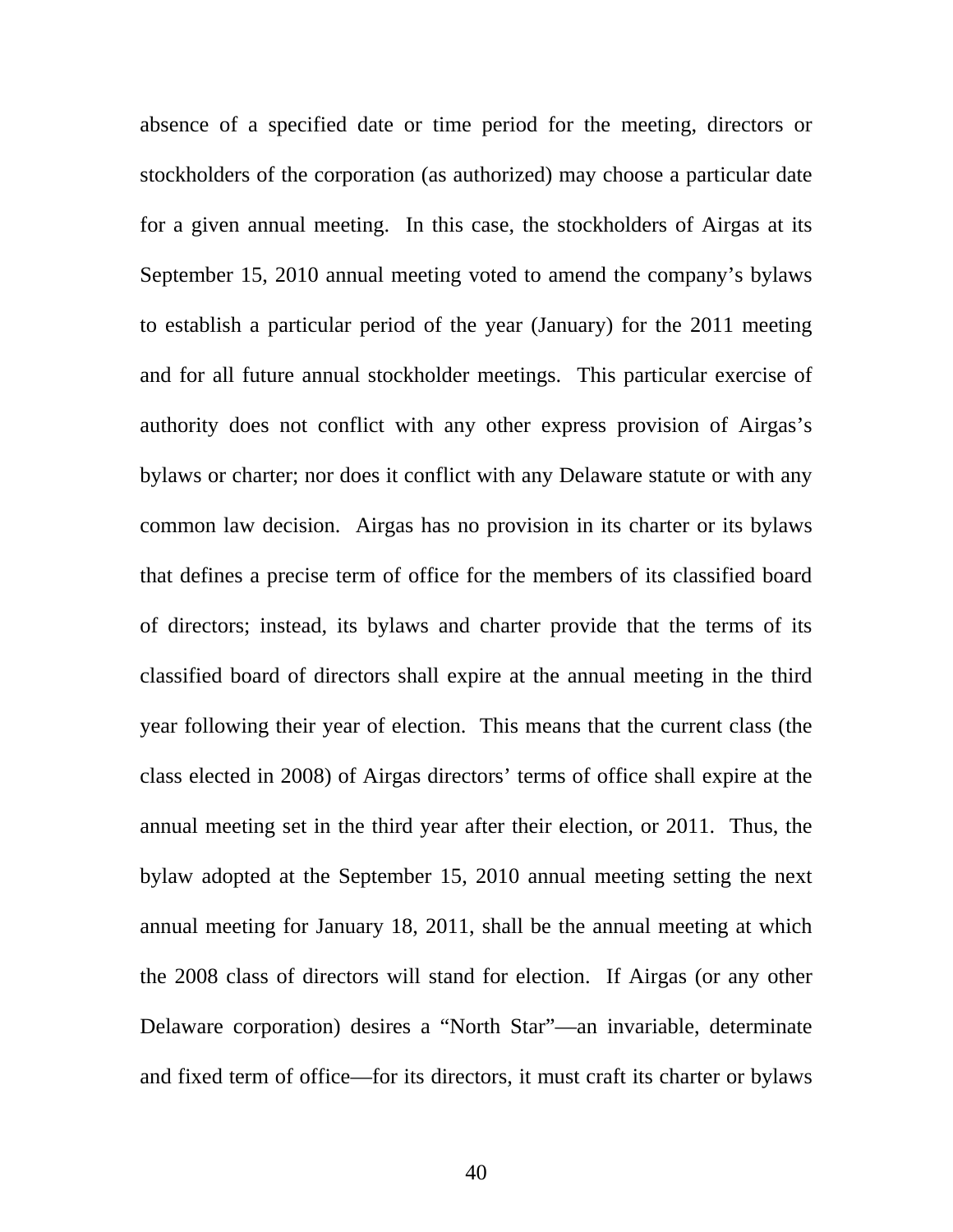absence of a specified date or time period for the meeting, directors or stockholders of the corporation (as authorized) may choose a particular date for a given annual meeting. In this case, the stockholders of Airgas at its September 15, 2010 annual meeting voted to amend the company's bylaws to establish a particular period of the year (January) for the 2011 meeting and for all future annual stockholder meetings. This particular exercise of authority does not conflict with any other express provision of Airgas's bylaws or charter; nor does it conflict with any Delaware statute or with any common law decision. Airgas has no provision in its charter or its bylaws that defines a precise term of office for the members of its classified board of directors; instead, its bylaws and charter provide that the terms of its classified board of directors shall expire at the annual meeting in the third year following their year of election. This means that the current class (the class elected in 2008) of Airgas directors' terms of office shall expire at the annual meeting set in the third year after their election, or 2011. Thus, the bylaw adopted at the September 15, 2010 annual meeting setting the next annual meeting for January 18, 2011, shall be the annual meeting at which the 2008 class of directors will stand for election. If Airgas (or any other Delaware corporation) desires a "North Star"—an invariable, determinate and fixed term of office—for its directors, it must craft its charter or bylaws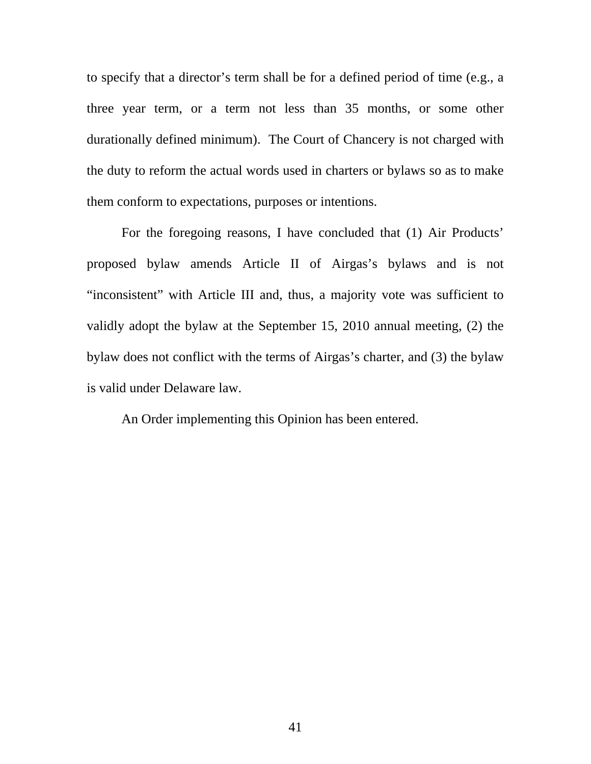to specify that a director's term shall be for a defined period of time (e.g., a three year term, or a term not less than 35 months, or some other durationally defined minimum). The Court of Chancery is not charged with the duty to reform the actual words used in charters or bylaws so as to make them conform to expectations, purposes or intentions.

For the foregoing reasons, I have concluded that (1) Air Products' proposed bylaw amends Article II of Airgas's bylaws and is not "inconsistent" with Article III and, thus, a majority vote was sufficient to validly adopt the bylaw at the September 15, 2010 annual meeting, (2) the bylaw does not conflict with the terms of Airgas's charter, and (3) the bylaw is valid under Delaware law.

An Order implementing this Opinion has been entered.